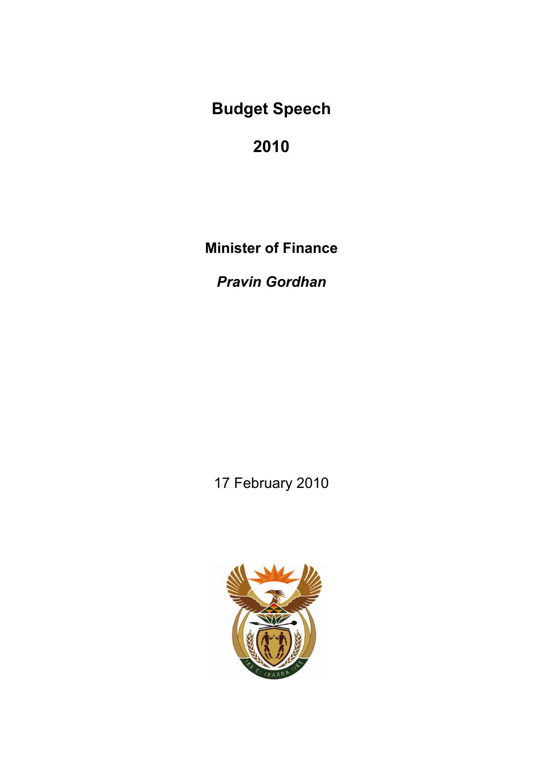# Budget Speech

# 2010

**Minister of Finance**

***Pravin Gordhan***

17 February 2010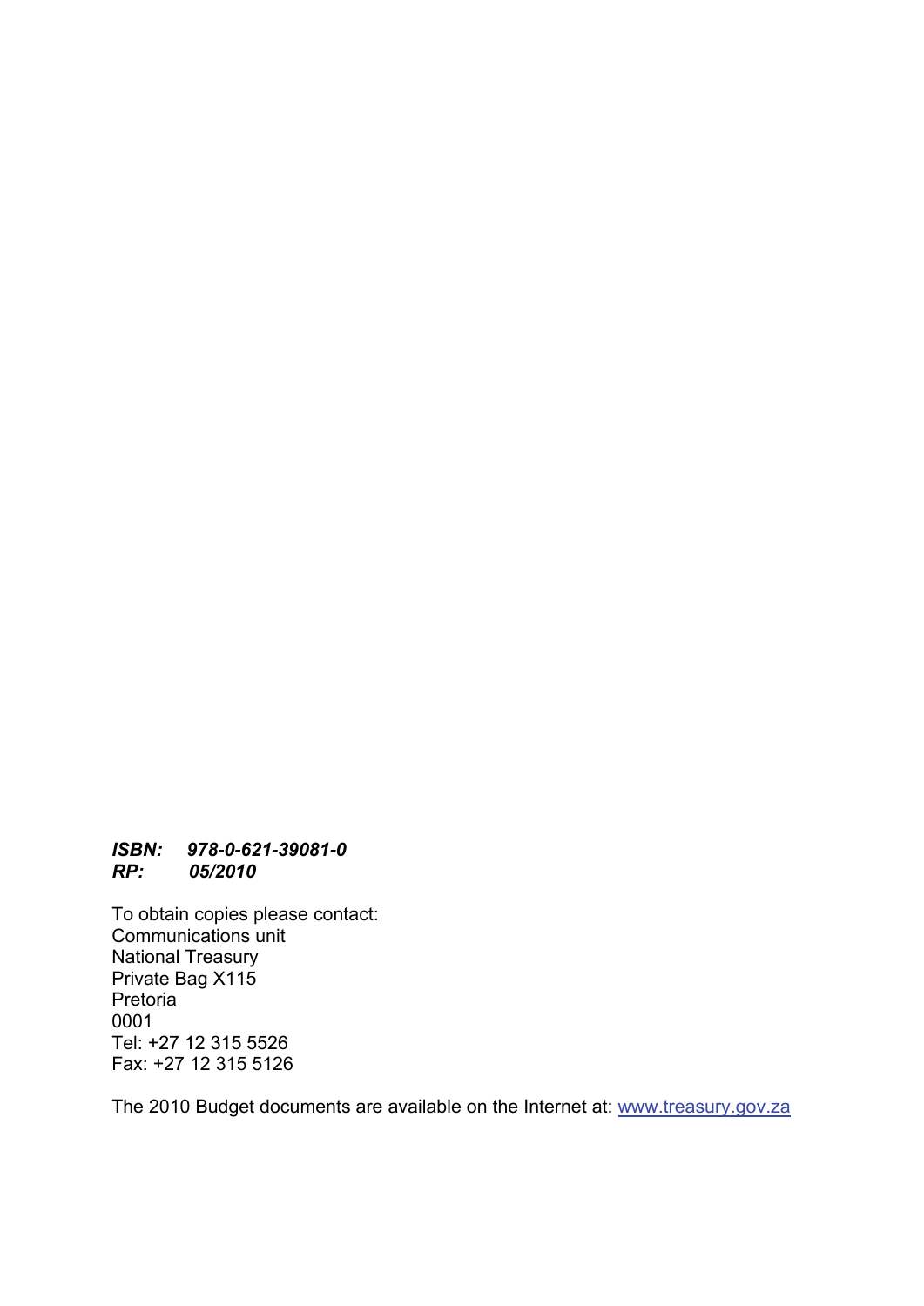***ISBN: 978-0-621-39081-0***
***RP: 05/2010***

To obtain copies please contact:
Communications unit
National Treasury
Private Bag X115
Pretoria
0001
Tel: +27 12 315 5526
Fax: +27 12 315 5126

The 2010 Budget documents are available on the Internet at: www.treasury.gov.za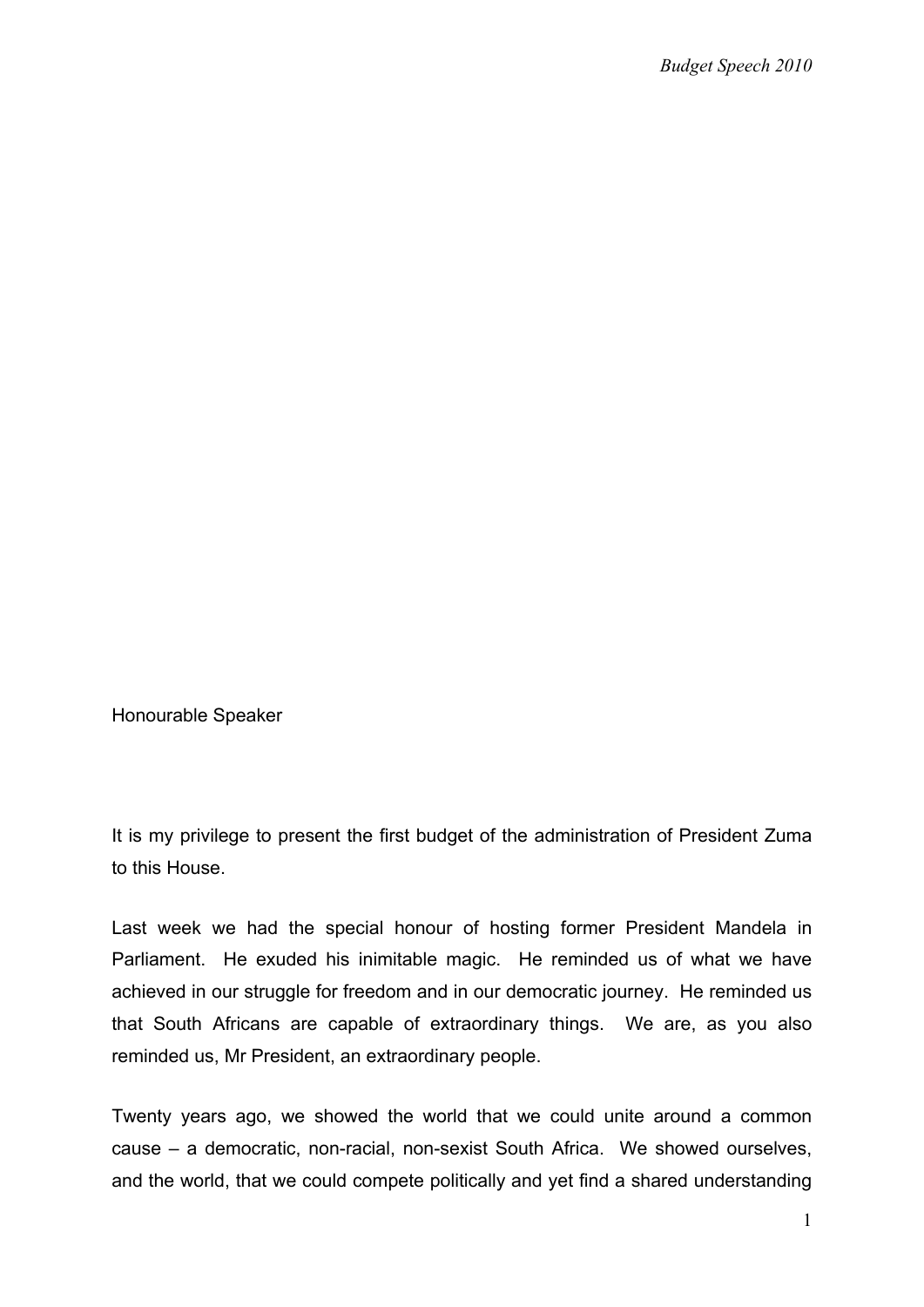Honourable Speaker

It is my privilege to present the first budget of the administration of President Zuma to this House.

Last week we had the special honour of hosting former President Mandela in Parliament. He exuded his inimitable magic. He reminded us of what we have achieved in our struggle for freedom and in our democratic journey. He reminded us that South Africans are capable of extraordinary things. We are, as you also reminded us, Mr President, an extraordinary people.

Twenty years ago, we showed the world that we could unite around a common cause – a democratic, non-racial, non-sexist South Africa. We showed ourselves, and the world, that we could compete politically and yet find a shared understanding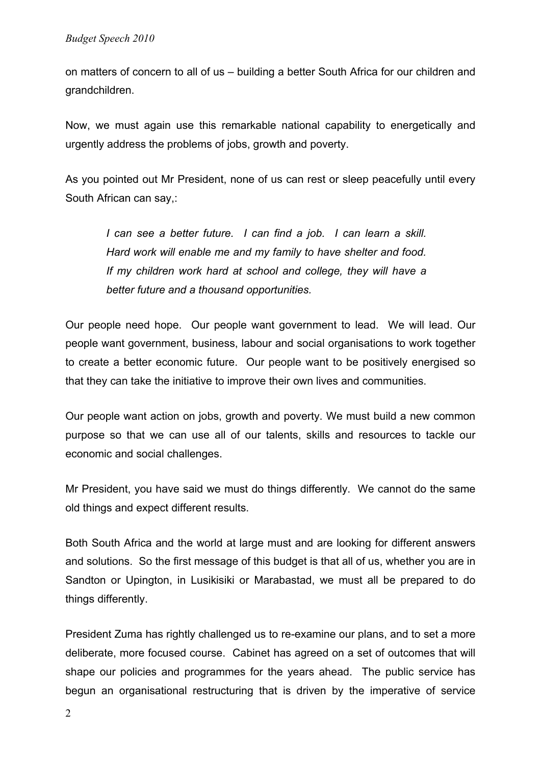on matters of concern to all of us – building a better South Africa for our children and grandchildren.

Now, we must again use this remarkable national capability to energetically and urgently address the problems of jobs, growth and poverty.

As you pointed out Mr President, none of us can rest or sleep peacefully until every South African can say,:

> *I can see a better future. I can find a job. I can learn a skill. Hard work will enable me and my family to have shelter and food. If my children work hard at school and college, they will have a better future and a thousand opportunities.*

Our people need hope. Our people want government to lead. We will lead. Our people want government, business, labour and social organisations to work together to create a better economic future. Our people want to be positively energised so that they can take the initiative to improve their own lives and communities.

Our people want action on jobs, growth and poverty. We must build a new common purpose so that we can use all of our talents, skills and resources to tackle our economic and social challenges.

Mr President, you have said we must do things differently. We cannot do the same old things and expect different results.

Both South Africa and the world at large must and are looking for different answers and solutions. So the first message of this budget is that all of us, whether you are in Sandton or Upington, in Lusikisiki or Marabastad, we must all be prepared to do things differently.

President Zuma has rightly challenged us to re-examine our plans, and to set a more deliberate, more focused course. Cabinet has agreed on a set of outcomes that will shape our policies and programmes for the years ahead. The public service has begun an organisational restructuring that is driven by the imperative of service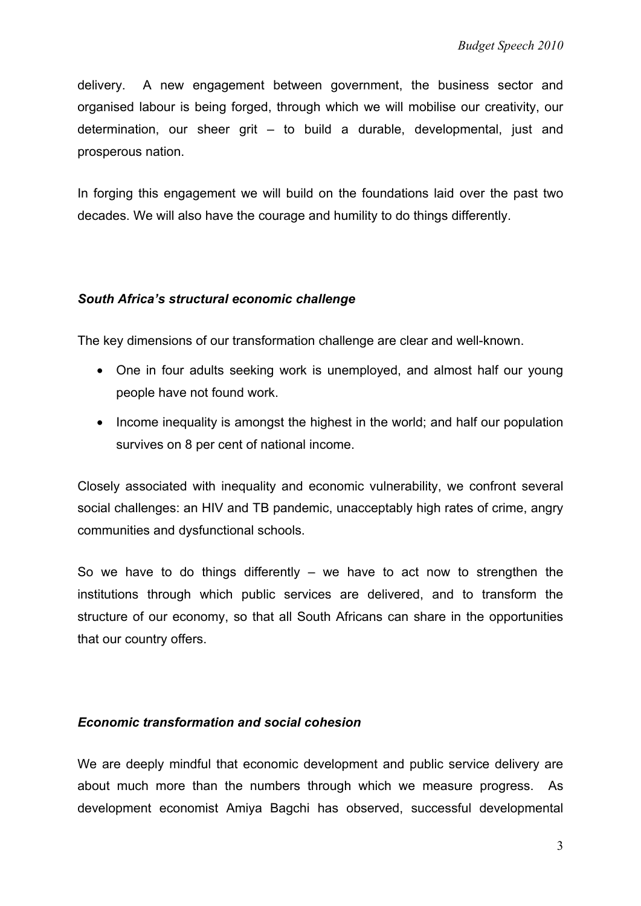delivery. A new engagement between government, the business sector and organised labour is being forged, through which we will mobilise our creativity, our determination, our sheer grit – to build a durable, developmental, just and prosperous nation.

In forging this engagement we will build on the foundations laid over the past two decades. We will also have the courage and humility to do things differently.

### *South Africa's structural economic challenge*

The key dimensions of our transformation challenge are clear and well-known.

- One in four adults seeking work is unemployed, and almost half our young people have not found work.
- Income inequality is amongst the highest in the world; and half our population survives on 8 per cent of national income.

Closely associated with inequality and economic vulnerability, we confront several social challenges: an HIV and TB pandemic, unacceptably high rates of crime, angry communities and dysfunctional schools.

So we have to do things differently – we have to act now to strengthen the institutions through which public services are delivered, and to transform the structure of our economy, so that all South Africans can share in the opportunities that our country offers.

### *Economic transformation and social cohesion*

We are deeply mindful that economic development and public service delivery are about much more than the numbers through which we measure progress. As development economist Amiya Bagchi has observed, successful developmental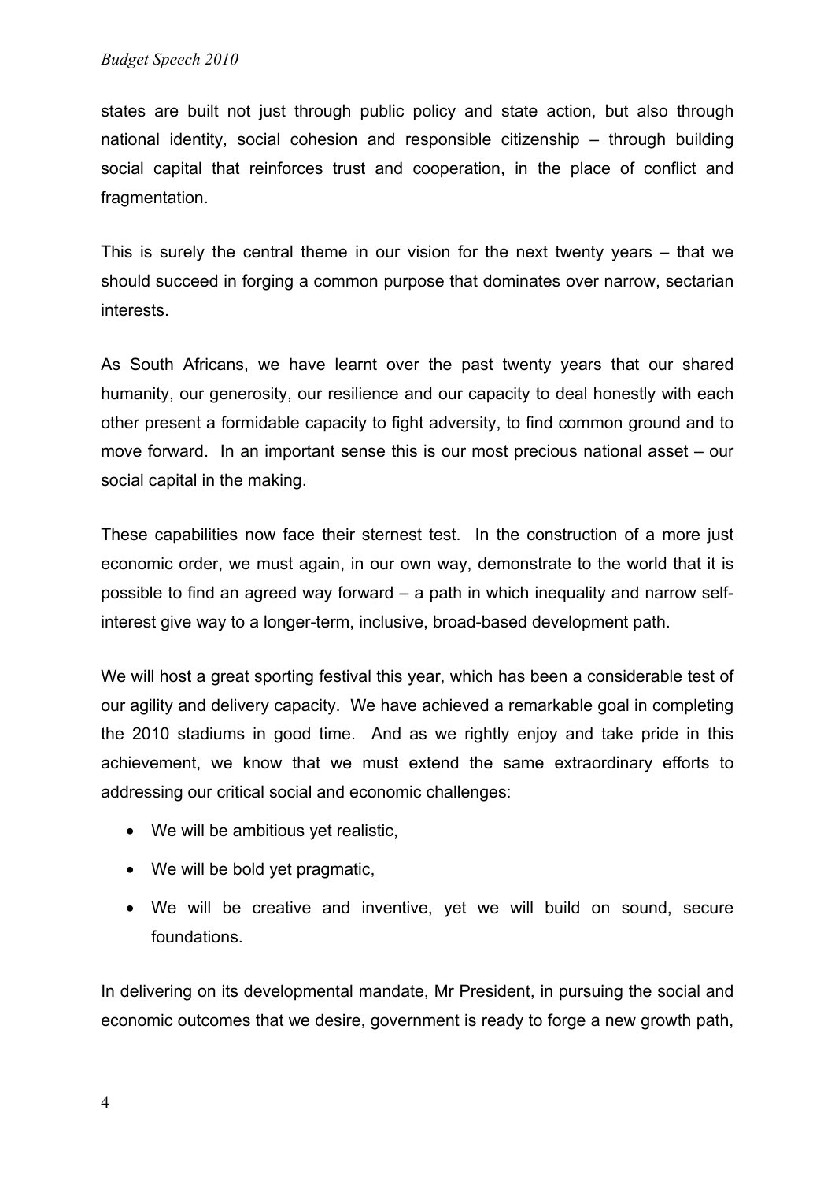states are built not just through public policy and state action, but also through national identity, social cohesion and responsible citizenship – through building social capital that reinforces trust and cooperation, in the place of conflict and fragmentation.

This is surely the central theme in our vision for the next twenty years – that we should succeed in forging a common purpose that dominates over narrow, sectarian interests.

As South Africans, we have learnt over the past twenty years that our shared humanity, our generosity, our resilience and our capacity to deal honestly with each other present a formidable capacity to fight adversity, to find common ground and to move forward. In an important sense this is our most precious national asset – our social capital in the making.

These capabilities now face their sternest test. In the construction of a more just economic order, we must again, in our own way, demonstrate to the world that it is possible to find an agreed way forward – a path in which inequality and narrow self-interest give way to a longer-term, inclusive, broad-based development path.

We will host a great sporting festival this year, which has been a considerable test of our agility and delivery capacity. We have achieved a remarkable goal in completing the 2010 stadiums in good time. And as we rightly enjoy and take pride in this achievement, we know that we must extend the same extraordinary efforts to addressing our critical social and economic challenges:

- We will be ambitious yet realistic,
- We will be bold yet pragmatic,
- We will be creative and inventive, yet we will build on sound, secure foundations.

In delivering on its developmental mandate, Mr President, in pursuing the social and economic outcomes that we desire, government is ready to forge a new growth path,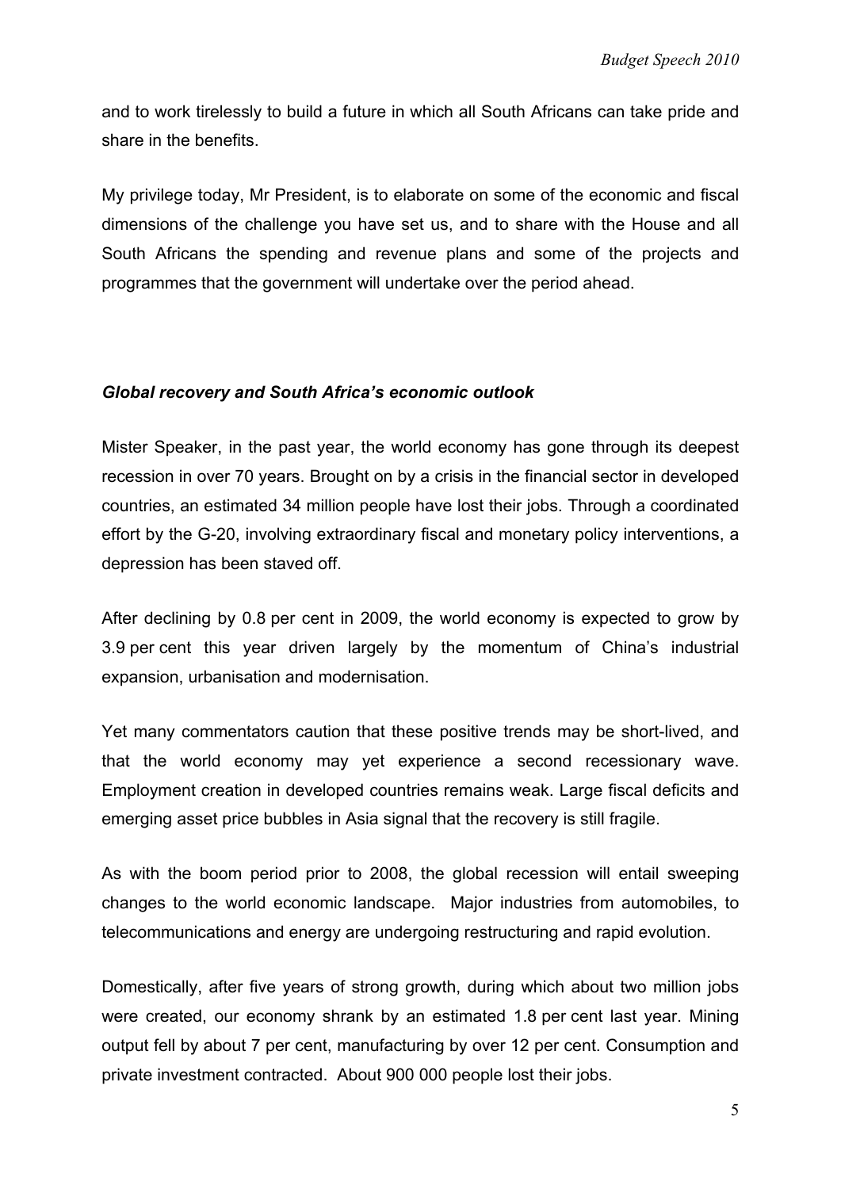and to work tirelessly to build a future in which all South Africans can take pride and share in the benefits.

My privilege today, Mr President, is to elaborate on some of the economic and fiscal dimensions of the challenge you have set us, and to share with the House and all South Africans the spending and revenue plans and some of the projects and programmes that the government will undertake over the period ahead.

***Global recovery and South Africa's economic outlook***

Mister Speaker, in the past year, the world economy has gone through its deepest recession in over 70 years. Brought on by a crisis in the financial sector in developed countries, an estimated 34 million people have lost their jobs. Through a coordinated effort by the G-20, involving extraordinary fiscal and monetary policy interventions, a depression has been staved off.

After declining by 0.8 per cent in 2009, the world economy is expected to grow by 3.9 per cent this year driven largely by the momentum of China's industrial expansion, urbanisation and modernisation.

Yet many commentators caution that these positive trends may be short-lived, and that the world economy may yet experience a second recessionary wave. Employment creation in developed countries remains weak. Large fiscal deficits and emerging asset price bubbles in Asia signal that the recovery is still fragile.

As with the boom period prior to 2008, the global recession will entail sweeping changes to the world economic landscape. Major industries from automobiles, to telecommunications and energy are undergoing restructuring and rapid evolution.

Domestically, after five years of strong growth, during which about two million jobs were created, our economy shrank by an estimated 1.8 per cent last year. Mining output fell by about 7 per cent, manufacturing by over 12 per cent. Consumption and private investment contracted. About 900 000 people lost their jobs.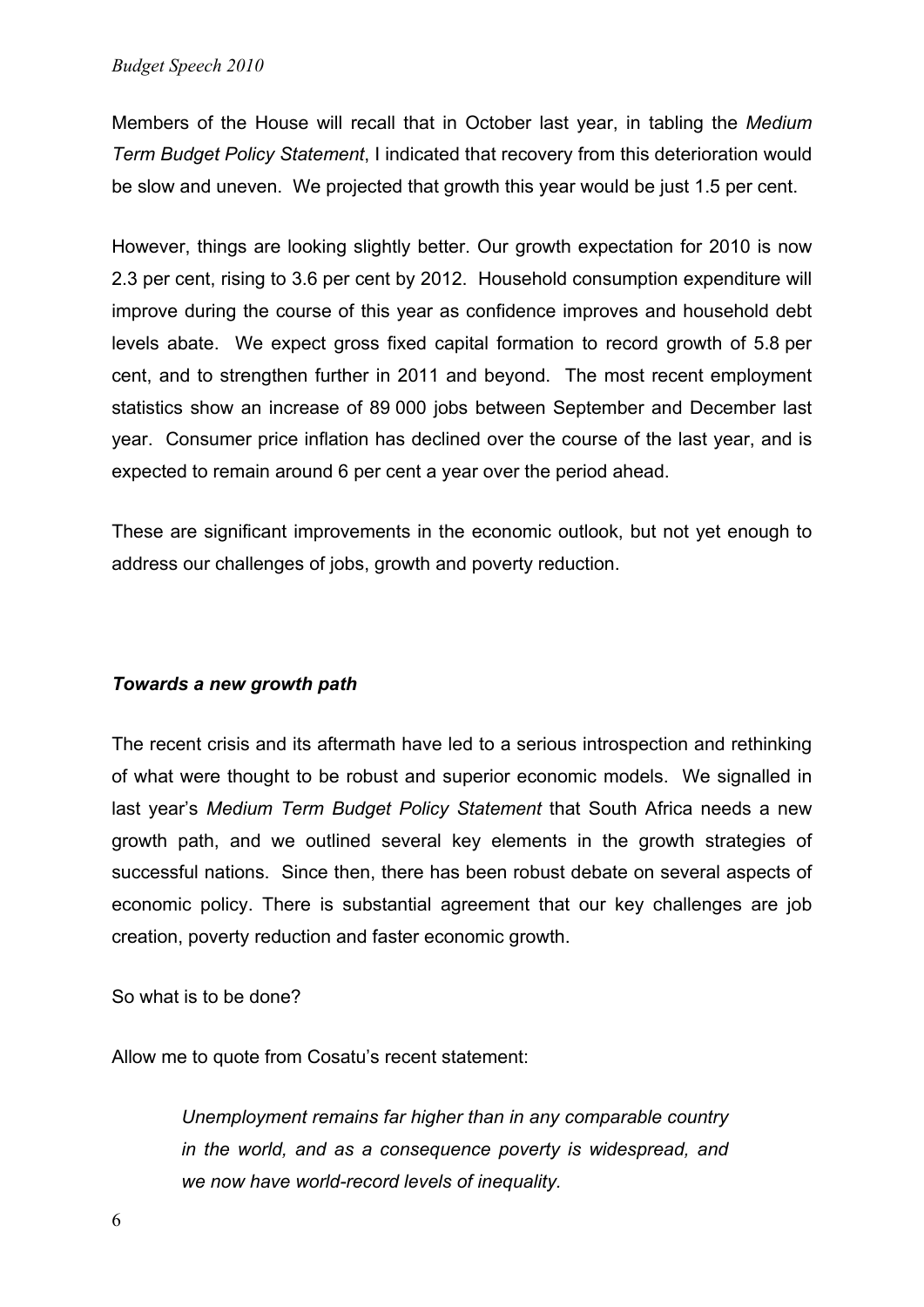Members of the House will recall that in October last year, in tabling the *Medium Term Budget Policy Statement*, I indicated that recovery from this deterioration would be slow and uneven. We projected that growth this year would be just 1.5 per cent.

However, things are looking slightly better. Our growth expectation for 2010 is now 2.3 per cent, rising to 3.6 per cent by 2012. Household consumption expenditure will improve during the course of this year as confidence improves and household debt levels abate. We expect gross fixed capital formation to record growth of 5.8 per cent, and to strengthen further in 2011 and beyond. The most recent employment statistics show an increase of 89 000 jobs between September and December last year. Consumer price inflation has declined over the course of the last year, and is expected to remain around 6 per cent a year over the period ahead.

These are significant improvements in the economic outlook, but not yet enough to address our challenges of jobs, growth and poverty reduction.

### *Towards a new growth path*

The recent crisis and its aftermath have led to a serious introspection and rethinking of what were thought to be robust and superior economic models. We signalled in last year's *Medium Term Budget Policy Statement* that South Africa needs a new growth path, and we outlined several key elements in the growth strategies of successful nations. Since then, there has been robust debate on several aspects of economic policy. There is substantial agreement that our key challenges are job creation, poverty reduction and faster economic growth.

So what is to be done?

Allow me to quote from Cosatu's recent statement:

> *Unemployment remains far higher than in any comparable country in the world, and as a consequence poverty is widespread, and we now have world-record levels of inequality.*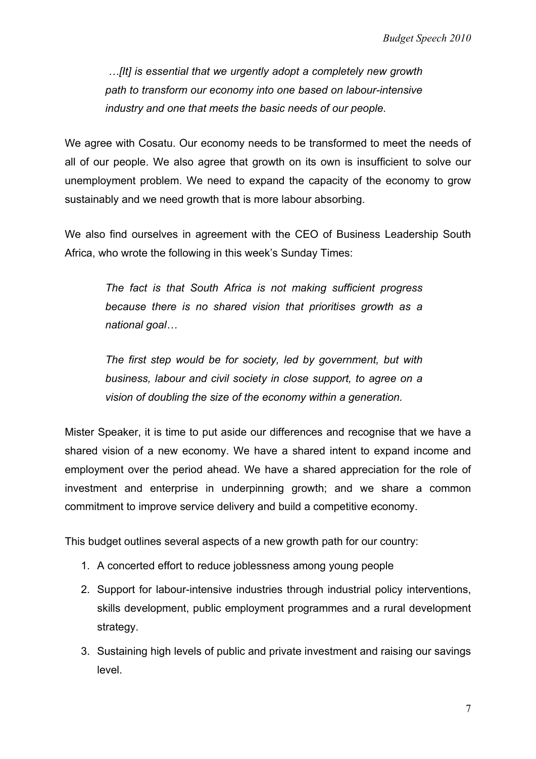> *…[It] is essential that we urgently adopt a completely new growth path to transform our economy into one based on labour-intensive industry and one that meets the basic needs of our people.*

We agree with Cosatu. Our economy needs to be transformed to meet the needs of all of our people. We also agree that growth on its own is insufficient to solve our unemployment problem. We need to expand the capacity of the economy to grow sustainably and we need growth that is more labour absorbing.

We also find ourselves in agreement with the CEO of Business Leadership South Africa, who wrote the following in this week's Sunday Times:

> *The fact is that South Africa is not making sufficient progress because there is no shared vision that prioritises growth as a national goal…*
>
> *The first step would be for society, led by government, but with business, labour and civil society in close support, to agree on a vision of doubling the size of the economy within a generation.*

Mister Speaker, it is time to put aside our differences and recognise that we have a shared vision of a new economy. We have a shared intent to expand income and employment over the period ahead. We have a shared appreciation for the role of investment and enterprise in underpinning growth; and we share a common commitment to improve service delivery and build a competitive economy.

This budget outlines several aspects of a new growth path for our country:

1. A concerted effort to reduce joblessness among young people
2. Support for labour-intensive industries through industrial policy interventions, skills development, public employment programmes and a rural development strategy.
3. Sustaining high levels of public and private investment and raising our savings level.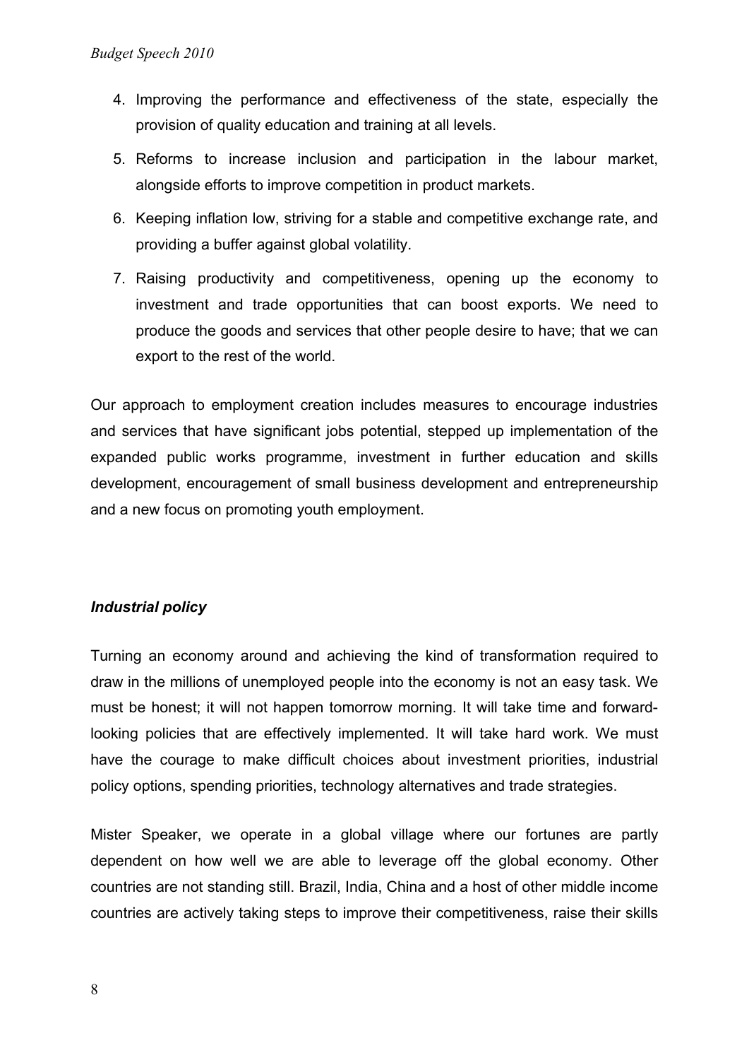4. Improving the performance and effectiveness of the state, especially the provision of quality education and training at all levels.
5. Reforms to increase inclusion and participation in the labour market, alongside efforts to improve competition in product markets.
6. Keeping inflation low, striving for a stable and competitive exchange rate, and providing a buffer against global volatility.
7. Raising productivity and competitiveness, opening up the economy to investment and trade opportunities that can boost exports. We need to produce the goods and services that other people desire to have; that we can export to the rest of the world.

Our approach to employment creation includes measures to encourage industries and services that have significant jobs potential, stepped up implementation of the expanded public works programme, investment in further education and skills development, encouragement of small business development and entrepreneurship and a new focus on promoting youth employment.

### *Industrial policy*

Turning an economy around and achieving the kind of transformation required to draw in the millions of unemployed people into the economy is not an easy task. We must be honest; it will not happen tomorrow morning. It will take time and forward-looking policies that are effectively implemented. It will take hard work. We must have the courage to make difficult choices about investment priorities, industrial policy options, spending priorities, technology alternatives and trade strategies.

Mister Speaker, we operate in a global village where our fortunes are partly dependent on how well we are able to leverage off the global economy. Other countries are not standing still. Brazil, India, China and a host of other middle income countries are actively taking steps to improve their competitiveness, raise their skills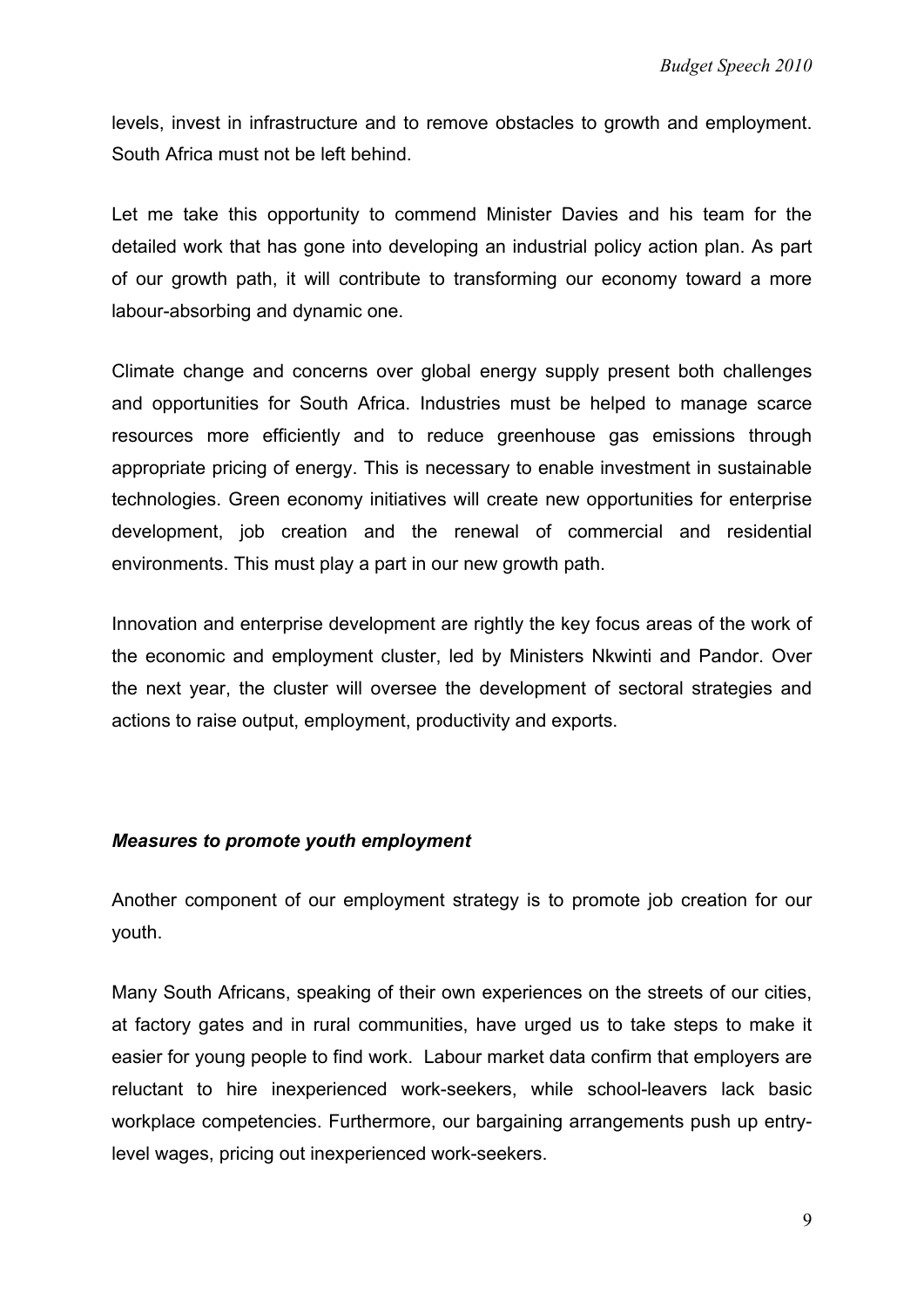levels, invest in infrastructure and to remove obstacles to growth and employment. South Africa must not be left behind.

Let me take this opportunity to commend Minister Davies and his team for the detailed work that has gone into developing an industrial policy action plan. As part of our growth path, it will contribute to transforming our economy toward a more labour-absorbing and dynamic one.

Climate change and concerns over global energy supply present both challenges and opportunities for South Africa. Industries must be helped to manage scarce resources more efficiently and to reduce greenhouse gas emissions through appropriate pricing of energy. This is necessary to enable investment in sustainable technologies. Green economy initiatives will create new opportunities for enterprise development, job creation and the renewal of commercial and residential environments. This must play a part in our new growth path.

Innovation and enterprise development are rightly the key focus areas of the work of the economic and employment cluster, led by Ministers Nkwinti and Pandor. Over the next year, the cluster will oversee the development of sectoral strategies and actions to raise output, employment, productivity and exports.

### ***Measures to promote youth employment***

Another component of our employment strategy is to promote job creation for our youth.

Many South Africans, speaking of their own experiences on the streets of our cities, at factory gates and in rural communities, have urged us to take steps to make it easier for young people to find work. Labour market data confirm that employers are reluctant to hire inexperienced work-seekers, while school-leavers lack basic workplace competencies. Furthermore, our bargaining arrangements push up entry-level wages, pricing out inexperienced work-seekers.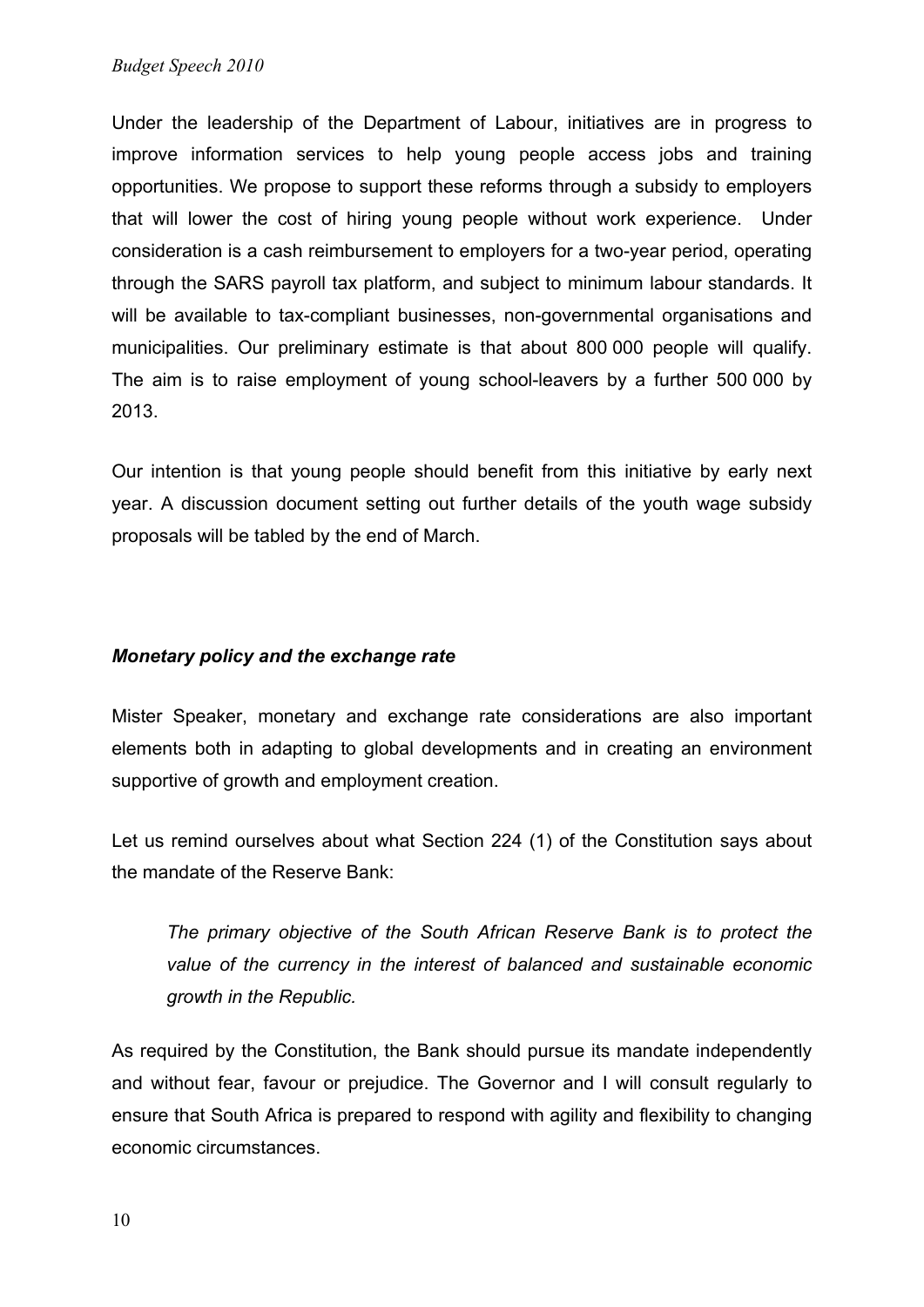Under the leadership of the Department of Labour, initiatives are in progress to improve information services to help young people access jobs and training opportunities. We propose to support these reforms through a subsidy to employers that will lower the cost of hiring young people without work experience. Under consideration is a cash reimbursement to employers for a two-year period, operating through the SARS payroll tax platform, and subject to minimum labour standards. It will be available to tax-compliant businesses, non-governmental organisations and municipalities. Our preliminary estimate is that about 800 000 people will qualify. The aim is to raise employment of young school-leavers by a further 500 000 by 2013.

Our intention is that young people should benefit from this initiative by early next year. A discussion document setting out further details of the youth wage subsidy proposals will be tabled by the end of March.

### *Monetary policy and the exchange rate*

Mister Speaker, monetary and exchange rate considerations are also important elements both in adapting to global developments and in creating an environment supportive of growth and employment creation.

Let us remind ourselves about what Section 224 (1) of the Constitution says about the mandate of the Reserve Bank:

> *The primary objective of the South African Reserve Bank is to protect the value of the currency in the interest of balanced and sustainable economic growth in the Republic.*

As required by the Constitution, the Bank should pursue its mandate independently and without fear, favour or prejudice. The Governor and I will consult regularly to ensure that South Africa is prepared to respond with agility and flexibility to changing economic circumstances.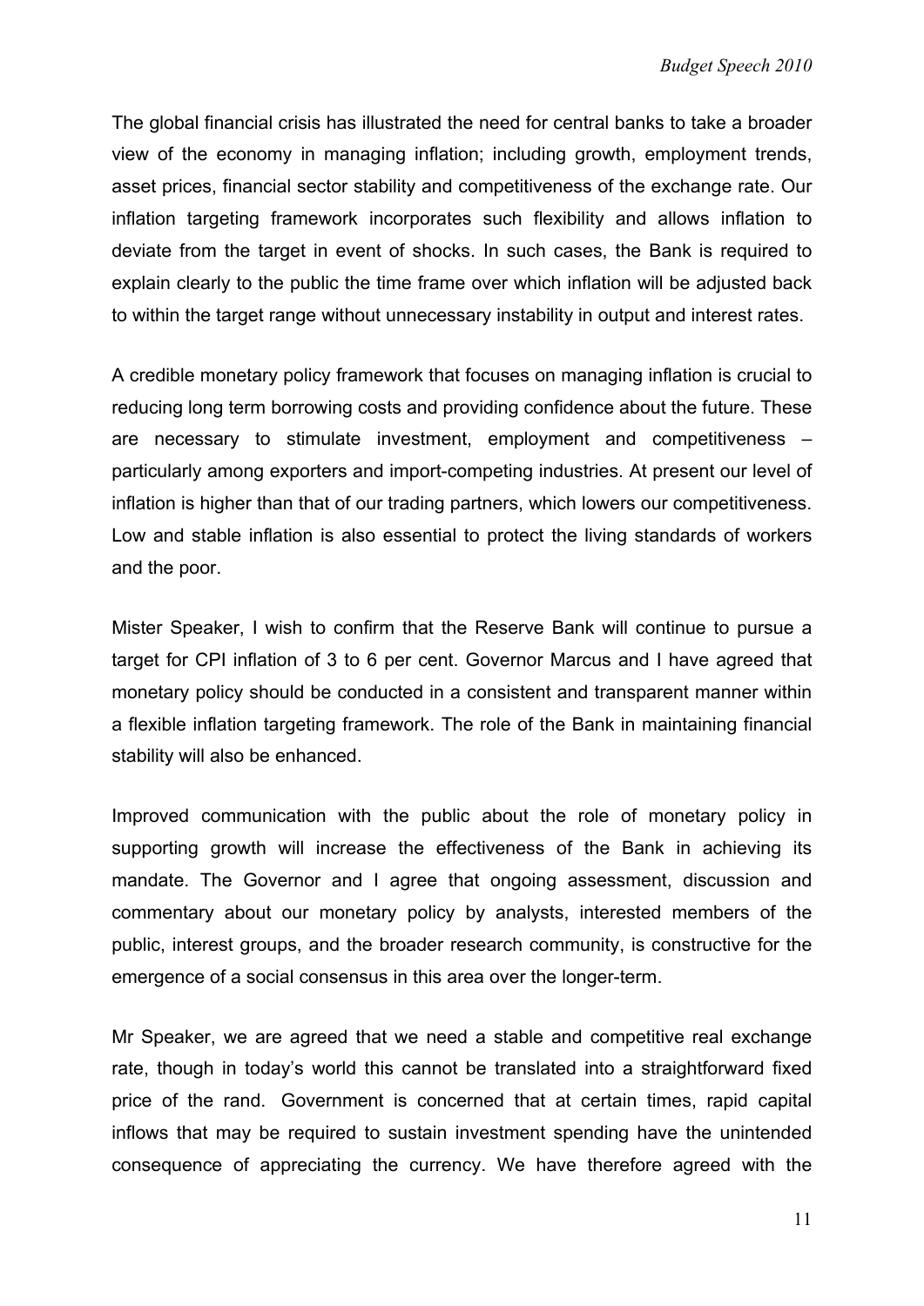The global financial crisis has illustrated the need for central banks to take a broader view of the economy in managing inflation; including growth, employment trends, asset prices, financial sector stability and competitiveness of the exchange rate. Our inflation targeting framework incorporates such flexibility and allows inflation to deviate from the target in event of shocks. In such cases, the Bank is required to explain clearly to the public the time frame over which inflation will be adjusted back to within the target range without unnecessary instability in output and interest rates.

A credible monetary policy framework that focuses on managing inflation is crucial to reducing long term borrowing costs and providing confidence about the future. These are necessary to stimulate investment, employment and competitiveness – particularly among exporters and import-competing industries. At present our level of inflation is higher than that of our trading partners, which lowers our competitiveness. Low and stable inflation is also essential to protect the living standards of workers and the poor.

Mister Speaker, I wish to confirm that the Reserve Bank will continue to pursue a target for CPI inflation of 3 to 6 per cent. Governor Marcus and I have agreed that monetary policy should be conducted in a consistent and transparent manner within a flexible inflation targeting framework. The role of the Bank in maintaining financial stability will also be enhanced.

Improved communication with the public about the role of monetary policy in supporting growth will increase the effectiveness of the Bank in achieving its mandate. The Governor and I agree that ongoing assessment, discussion and commentary about our monetary policy by analysts, interested members of the public, interest groups, and the broader research community, is constructive for the emergence of a social consensus in this area over the longer-term.

Mr Speaker, we are agreed that we need a stable and competitive real exchange rate, though in today's world this cannot be translated into a straightforward fixed price of the rand. Government is concerned that at certain times, rapid capital inflows that may be required to sustain investment spending have the unintended consequence of appreciating the currency. We have therefore agreed with the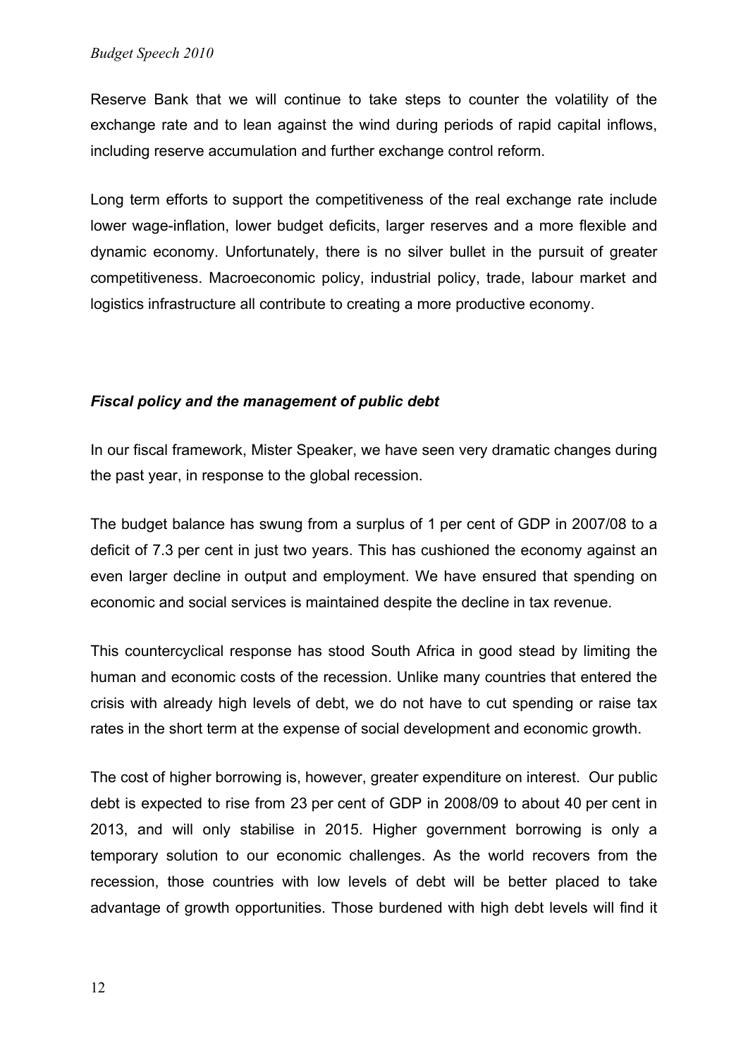Reserve Bank that we will continue to take steps to counter the volatility of the exchange rate and to lean against the wind during periods of rapid capital inflows, including reserve accumulation and further exchange control reform.

Long term efforts to support the competitiveness of the real exchange rate include lower wage-inflation, lower budget deficits, larger reserves and a more flexible and dynamic economy. Unfortunately, there is no silver bullet in the pursuit of greater competitiveness. Macroeconomic policy, industrial policy, trade, labour market and logistics infrastructure all contribute to creating a more productive economy.

### ***Fiscal policy and the management of public debt***

In our fiscal framework, Mister Speaker, we have seen very dramatic changes during the past year, in response to the global recession.

The budget balance has swung from a surplus of 1 per cent of GDP in 2007/08 to a deficit of 7.3 per cent in just two years. This has cushioned the economy against an even larger decline in output and employment. We have ensured that spending on economic and social services is maintained despite the decline in tax revenue.

This countercyclical response has stood South Africa in good stead by limiting the human and economic costs of the recession. Unlike many countries that entered the crisis with already high levels of debt, we do not have to cut spending or raise tax rates in the short term at the expense of social development and economic growth.

The cost of higher borrowing is, however, greater expenditure on interest. Our public debt is expected to rise from 23 per cent of GDP in 2008/09 to about 40 per cent in 2013, and will only stabilise in 2015. Higher government borrowing is only a temporary solution to our economic challenges. As the world recovers from the recession, those countries with low levels of debt will be better placed to take advantage of growth opportunities. Those burdened with high debt levels will find it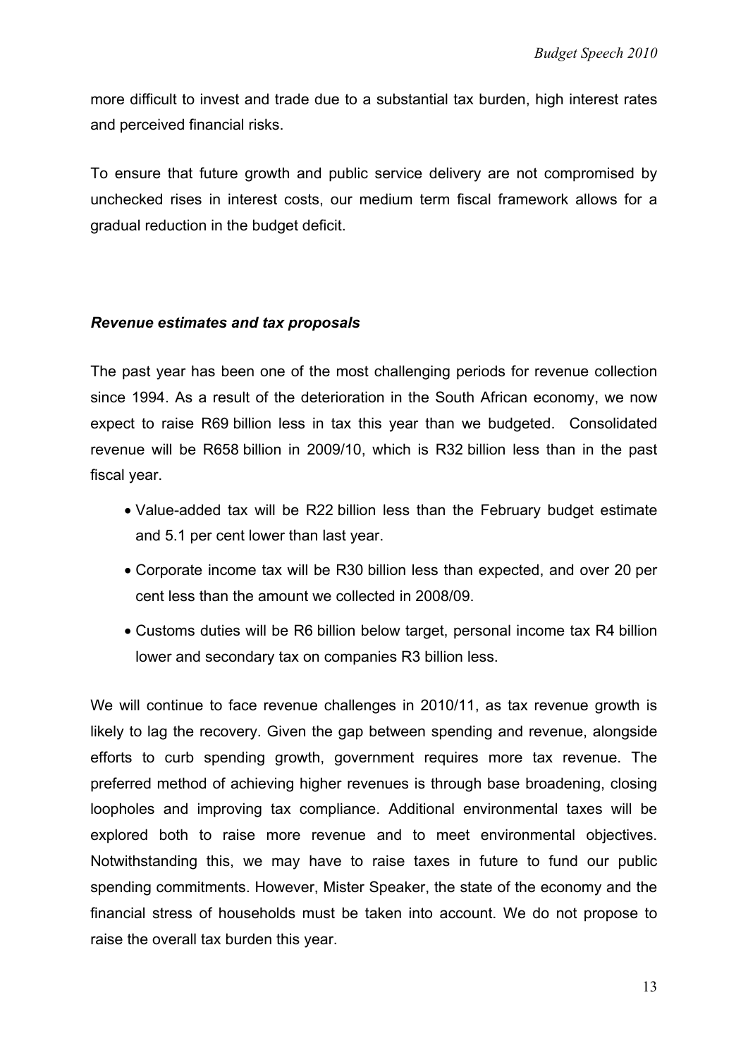more difficult to invest and trade due to a substantial tax burden, high interest rates and perceived financial risks.

To ensure that future growth and public service delivery are not compromised by unchecked rises in interest costs, our medium term fiscal framework allows for a gradual reduction in the budget deficit.

### *Revenue estimates and tax proposals*

The past year has been one of the most challenging periods for revenue collection since 1994. As a result of the deterioration in the South African economy, we now expect to raise R69 billion less in tax this year than we budgeted. Consolidated revenue will be R658 billion in 2009/10, which is R32 billion less than in the past fiscal year.

- Value-added tax will be R22 billion less than the February budget estimate and 5.1 per cent lower than last year.
- Corporate income tax will be R30 billion less than expected, and over 20 per cent less than the amount we collected in 2008/09.
- Customs duties will be R6 billion below target, personal income tax R4 billion lower and secondary tax on companies R3 billion less.

We will continue to face revenue challenges in 2010/11, as tax revenue growth is likely to lag the recovery. Given the gap between spending and revenue, alongside efforts to curb spending growth, government requires more tax revenue. The preferred method of achieving higher revenues is through base broadening, closing loopholes and improving tax compliance. Additional environmental taxes will be explored both to raise more revenue and to meet environmental objectives. Notwithstanding this, we may have to raise taxes in future to fund our public spending commitments. However, Mister Speaker, the state of the economy and the financial stress of households must be taken into account. We do not propose to raise the overall tax burden this year.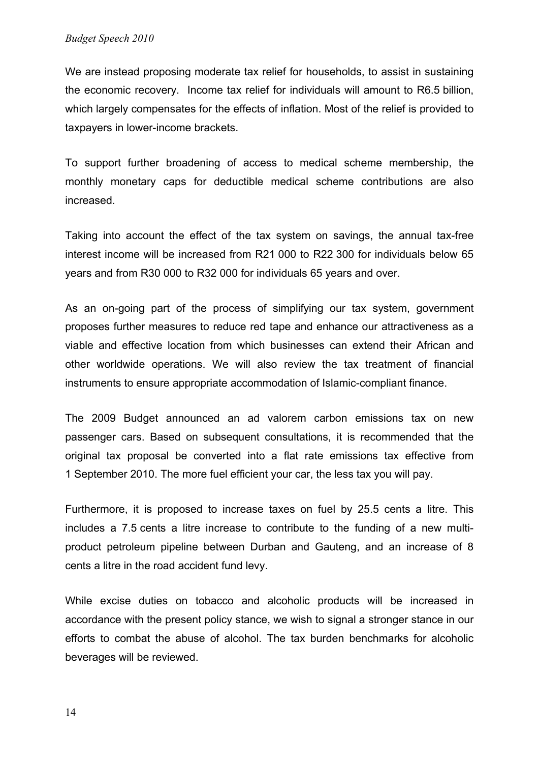We are instead proposing moderate tax relief for households, to assist in sustaining the economic recovery. Income tax relief for individuals will amount to R6.5 billion, which largely compensates for the effects of inflation. Most of the relief is provided to taxpayers in lower-income brackets.

To support further broadening of access to medical scheme membership, the monthly monetary caps for deductible medical scheme contributions are also increased.

Taking into account the effect of the tax system on savings, the annual tax-free interest income will be increased from R21 000 to R22 300 for individuals below 65 years and from R30 000 to R32 000 for individuals 65 years and over.

As an on-going part of the process of simplifying our tax system, government proposes further measures to reduce red tape and enhance our attractiveness as a viable and effective location from which businesses can extend their African and other worldwide operations. We will also review the tax treatment of financial instruments to ensure appropriate accommodation of Islamic-compliant finance.

The 2009 Budget announced an ad valorem carbon emissions tax on new passenger cars. Based on subsequent consultations, it is recommended that the original tax proposal be converted into a flat rate emissions tax effective from 1 September 2010. The more fuel efficient your car, the less tax you will pay.

Furthermore, it is proposed to increase taxes on fuel by 25.5 cents a litre. This includes a 7.5 cents a litre increase to contribute to the funding of a new multi-product petroleum pipeline between Durban and Gauteng, and an increase of 8 cents a litre in the road accident fund levy.

While excise duties on tobacco and alcoholic products will be increased in accordance with the present policy stance, we wish to signal a stronger stance in our efforts to combat the abuse of alcohol. The tax burden benchmarks for alcoholic beverages will be reviewed.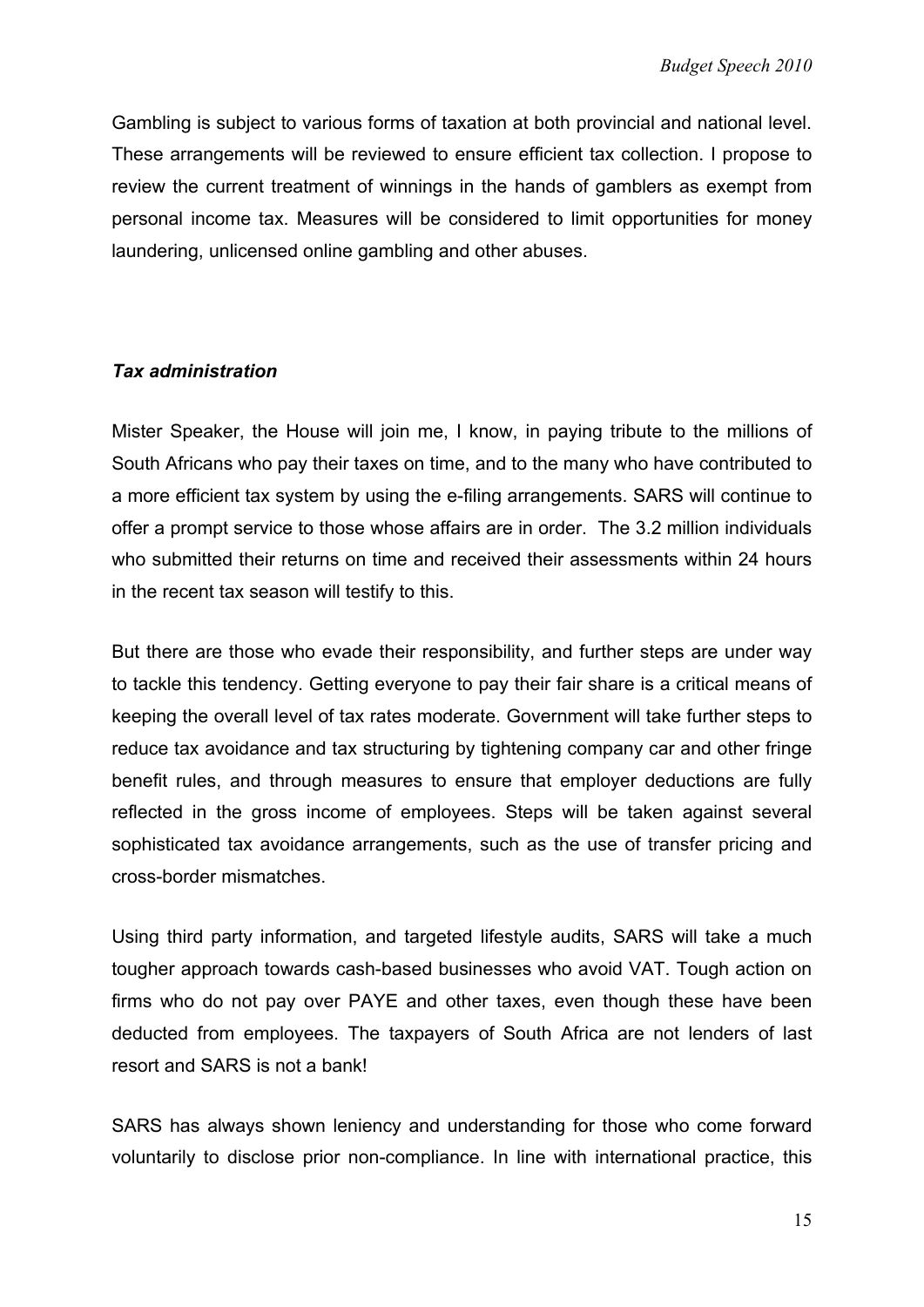Gambling is subject to various forms of taxation at both provincial and national level. These arrangements will be reviewed to ensure efficient tax collection. I propose to review the current treatment of winnings in the hands of gamblers as exempt from personal income tax. Measures will be considered to limit opportunities for money laundering, unlicensed online gambling and other abuses.

### *Tax administration*

Mister Speaker, the House will join me, I know, in paying tribute to the millions of South Africans who pay their taxes on time, and to the many who have contributed to a more efficient tax system by using the e-filing arrangements. SARS will continue to offer a prompt service to those whose affairs are in order. The 3.2 million individuals who submitted their returns on time and received their assessments within 24 hours in the recent tax season will testify to this.

But there are those who evade their responsibility, and further steps are under way to tackle this tendency. Getting everyone to pay their fair share is a critical means of keeping the overall level of tax rates moderate. Government will take further steps to reduce tax avoidance and tax structuring by tightening company car and other fringe benefit rules, and through measures to ensure that employer deductions are fully reflected in the gross income of employees. Steps will be taken against several sophisticated tax avoidance arrangements, such as the use of transfer pricing and cross-border mismatches.

Using third party information, and targeted lifestyle audits, SARS will take a much tougher approach towards cash-based businesses who avoid VAT. Tough action on firms who do not pay over PAYE and other taxes, even though these have been deducted from employees. The taxpayers of South Africa are not lenders of last resort and SARS is not a bank!

SARS has always shown leniency and understanding for those who come forward voluntarily to disclose prior non-compliance. In line with international practice, this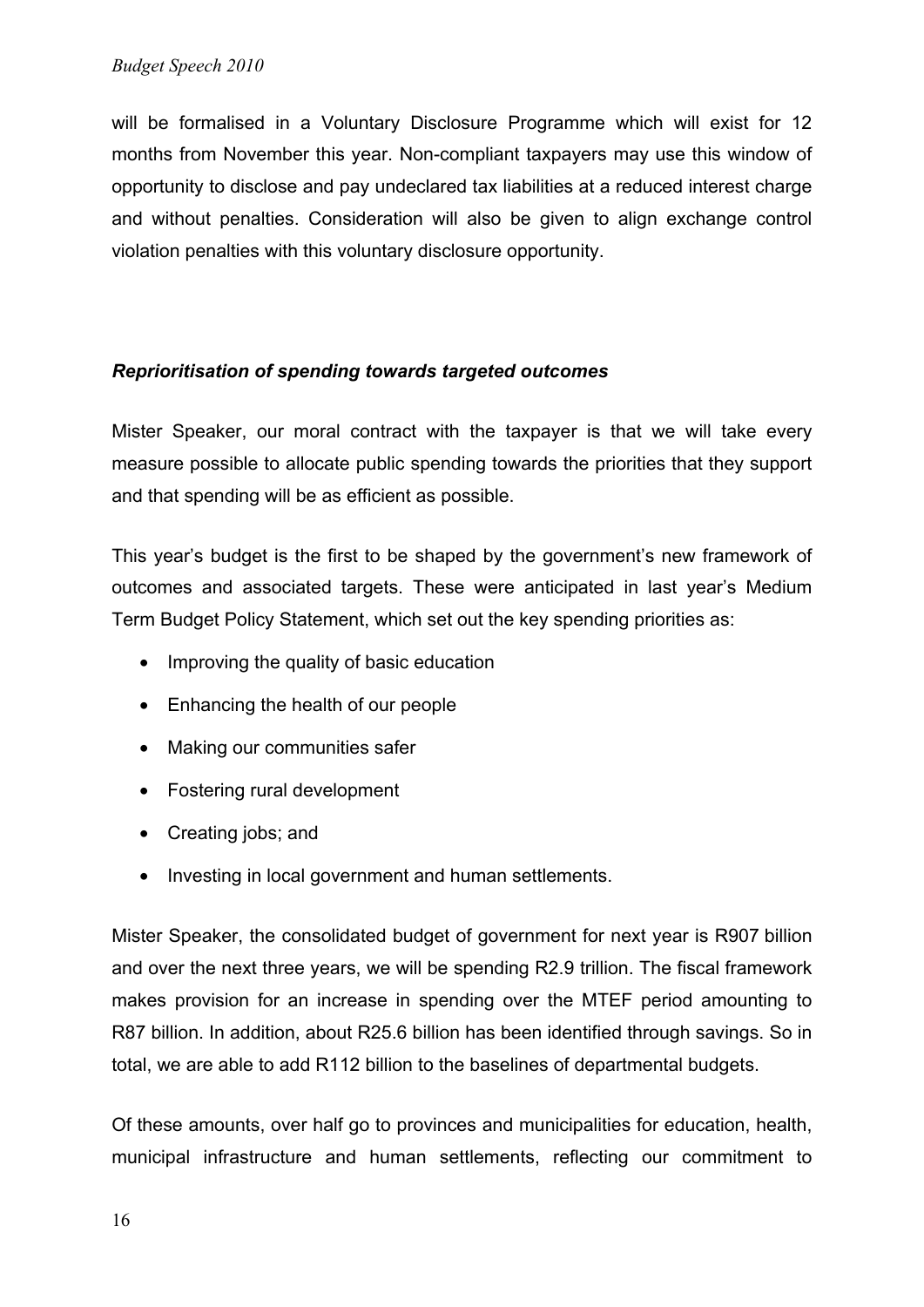will be formalised in a Voluntary Disclosure Programme which will exist for 12 months from November this year. Non-compliant taxpayers may use this window of opportunity to disclose and pay undeclared tax liabilities at a reduced interest charge and without penalties. Consideration will also be given to align exchange control violation penalties with this voluntary disclosure opportunity.

***Reprioritisation of spending towards targeted outcomes***

Mister Speaker, our moral contract with the taxpayer is that we will take every measure possible to allocate public spending towards the priorities that they support and that spending will be as efficient as possible.

This year's budget is the first to be shaped by the government's new framework of outcomes and associated targets. These were anticipated in last year's Medium Term Budget Policy Statement, which set out the key spending priorities as:

- Improving the quality of basic education
- Enhancing the health of our people
- Making our communities safer
- Fostering rural development
- Creating jobs; and
- Investing in local government and human settlements.

Mister Speaker, the consolidated budget of government for next year is R907 billion and over the next three years, we will be spending R2.9 trillion. The fiscal framework makes provision for an increase in spending over the MTEF period amounting to R87 billion. In addition, about R25.6 billion has been identified through savings. So in total, we are able to add R112 billion to the baselines of departmental budgets.

Of these amounts, over half go to provinces and municipalities for education, health, municipal infrastructure and human settlements, reflecting our commitment to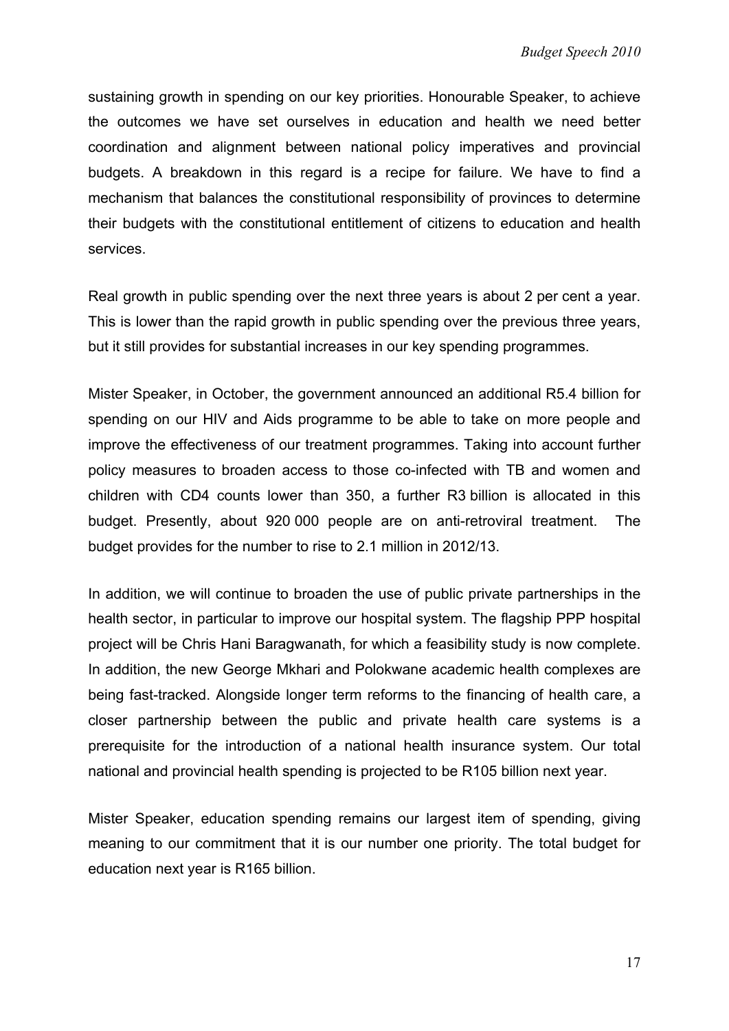sustaining growth in spending on our key priorities. Honourable Speaker, to achieve the outcomes we have set ourselves in education and health we need better coordination and alignment between national policy imperatives and provincial budgets. A breakdown in this regard is a recipe for failure. We have to find a mechanism that balances the constitutional responsibility of provinces to determine their budgets with the constitutional entitlement of citizens to education and health services.

Real growth in public spending over the next three years is about 2 per cent a year. This is lower than the rapid growth in public spending over the previous three years, but it still provides for substantial increases in our key spending programmes.

Mister Speaker, in October, the government announced an additional R5.4 billion for spending on our HIV and Aids programme to be able to take on more people and improve the effectiveness of our treatment programmes. Taking into account further policy measures to broaden access to those co-infected with TB and women and children with CD4 counts lower than 350, a further R3 billion is allocated in this budget. Presently, about 920 000 people are on anti-retroviral treatment. The budget provides for the number to rise to 2.1 million in 2012/13.

In addition, we will continue to broaden the use of public private partnerships in the health sector, in particular to improve our hospital system. The flagship PPP hospital project will be Chris Hani Baragwanath, for which a feasibility study is now complete. In addition, the new George Mkhari and Polokwane academic health complexes are being fast-tracked. Alongside longer term reforms to the financing of health care, a closer partnership between the public and private health care systems is a prerequisite for the introduction of a national health insurance system. Our total national and provincial health spending is projected to be R105 billion next year.

Mister Speaker, education spending remains our largest item of spending, giving meaning to our commitment that it is our number one priority. The total budget for education next year is R165 billion.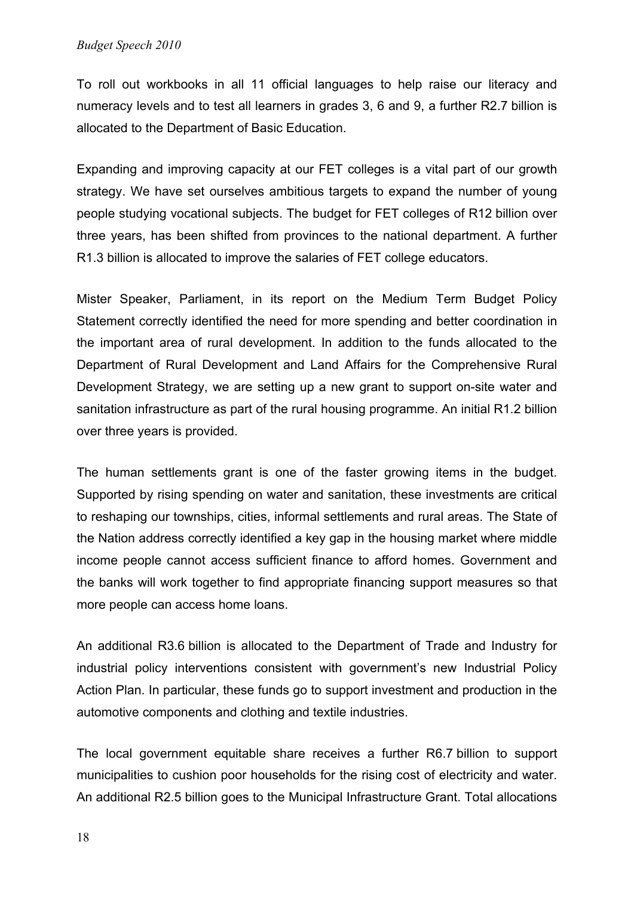To roll out workbooks in all 11 official languages to help raise our literacy and numeracy levels and to test all learners in grades 3, 6 and 9, a further R2.7 billion is allocated to the Department of Basic Education.

Expanding and improving capacity at our FET colleges is a vital part of our growth strategy. We have set ourselves ambitious targets to expand the number of young people studying vocational subjects. The budget for FET colleges of R12 billion over three years, has been shifted from provinces to the national department. A further R1.3 billion is allocated to improve the salaries of FET college educators.

Mister Speaker, Parliament, in its report on the Medium Term Budget Policy Statement correctly identified the need for more spending and better coordination in the important area of rural development. In addition to the funds allocated to the Department of Rural Development and Land Affairs for the Comprehensive Rural Development Strategy, we are setting up a new grant to support on-site water and sanitation infrastructure as part of the rural housing programme. An initial R1.2 billion over three years is provided.

The human settlements grant is one of the faster growing items in the budget. Supported by rising spending on water and sanitation, these investments are critical to reshaping our townships, cities, informal settlements and rural areas. The State of the Nation address correctly identified a key gap in the housing market where middle income people cannot access sufficient finance to afford homes. Government and the banks will work together to find appropriate financing support measures so that more people can access home loans.

An additional R3.6 billion is allocated to the Department of Trade and Industry for industrial policy interventions consistent with government's new Industrial Policy Action Plan. In particular, these funds go to support investment and production in the automotive components and clothing and textile industries.

The local government equitable share receives a further R6.7 billion to support municipalities to cushion poor households for the rising cost of electricity and water. An additional R2.5 billion goes to the Municipal Infrastructure Grant. Total allocations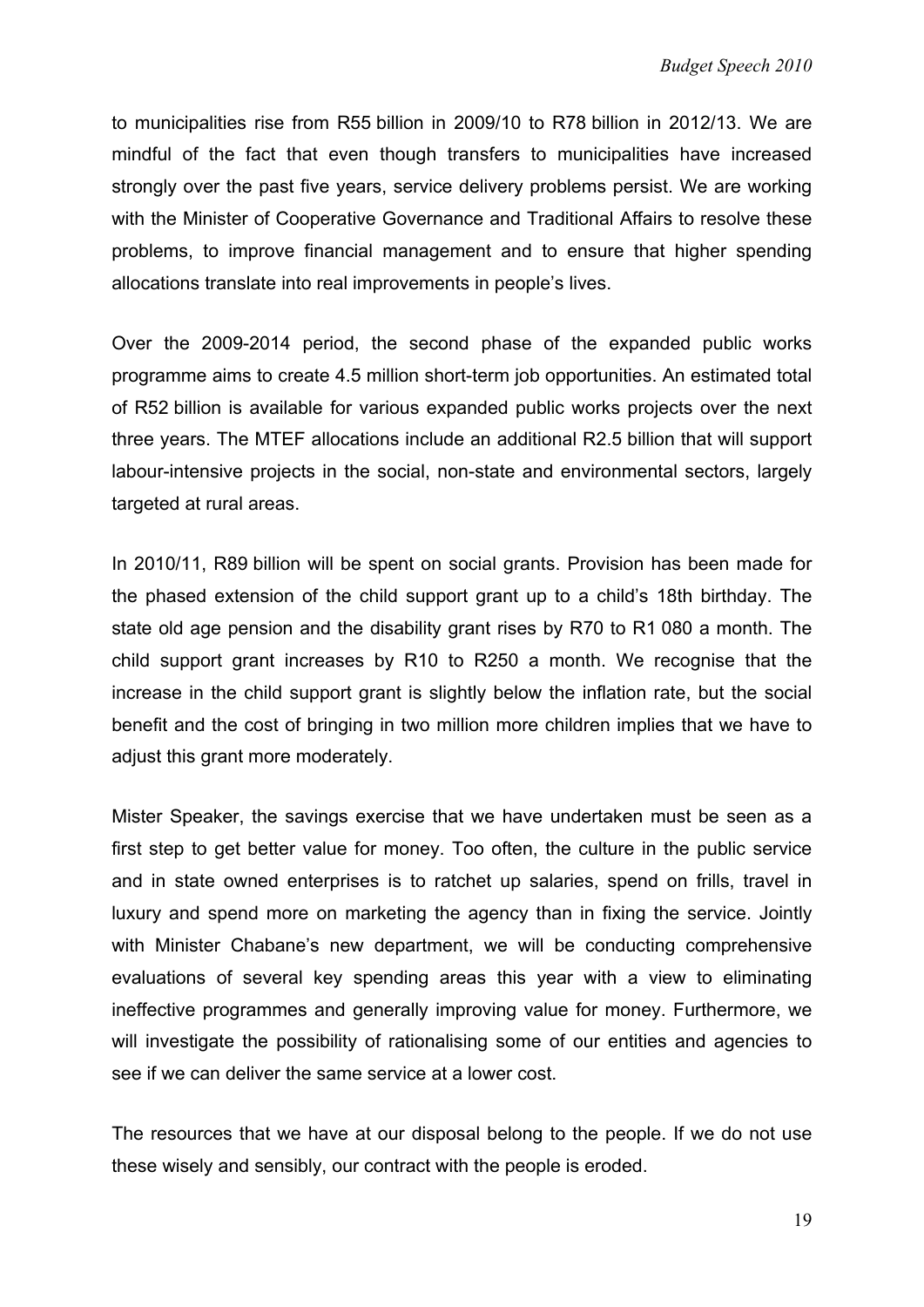to municipalities rise from R55 billion in 2009/10 to R78 billion in 2012/13. We are mindful of the fact that even though transfers to municipalities have increased strongly over the past five years, service delivery problems persist. We are working with the Minister of Cooperative Governance and Traditional Affairs to resolve these problems, to improve financial management and to ensure that higher spending allocations translate into real improvements in people's lives.

Over the 2009-2014 period, the second phase of the expanded public works programme aims to create 4.5 million short-term job opportunities. An estimated total of R52 billion is available for various expanded public works projects over the next three years. The MTEF allocations include an additional R2.5 billion that will support labour-intensive projects in the social, non-state and environmental sectors, largely targeted at rural areas.

In 2010/11, R89 billion will be spent on social grants. Provision has been made for the phased extension of the child support grant up to a child's 18th birthday. The state old age pension and the disability grant rises by R70 to R1 080 a month. The child support grant increases by R10 to R250 a month. We recognise that the increase in the child support grant is slightly below the inflation rate, but the social benefit and the cost of bringing in two million more children implies that we have to adjust this grant more moderately.

Mister Speaker, the savings exercise that we have undertaken must be seen as a first step to get better value for money. Too often, the culture in the public service and in state owned enterprises is to ratchet up salaries, spend on frills, travel in luxury and spend more on marketing the agency than in fixing the service. Jointly with Minister Chabane's new department, we will be conducting comprehensive evaluations of several key spending areas this year with a view to eliminating ineffective programmes and generally improving value for money. Furthermore, we will investigate the possibility of rationalising some of our entities and agencies to see if we can deliver the same service at a lower cost.

The resources that we have at our disposal belong to the people. If we do not use these wisely and sensibly, our contract with the people is eroded.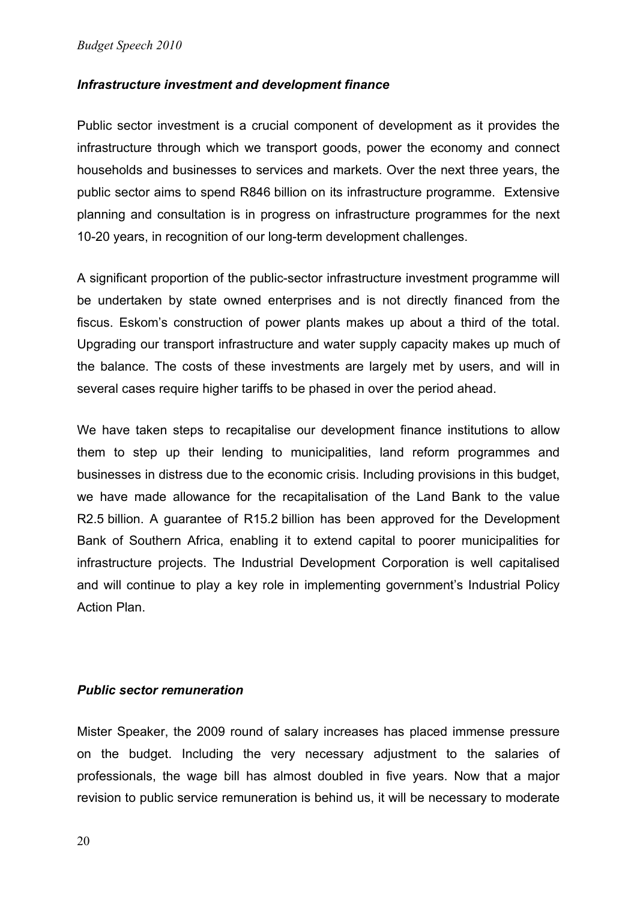### *Infrastructure investment and development finance*

Public sector investment is a crucial component of development as it provides the infrastructure through which we transport goods, power the economy and connect households and businesses to services and markets. Over the next three years, the public sector aims to spend R846 billion on its infrastructure programme. Extensive planning and consultation is in progress on infrastructure programmes for the next 10-20 years, in recognition of our long-term development challenges.

A significant proportion of the public-sector infrastructure investment programme will be undertaken by state owned enterprises and is not directly financed from the fiscus. Eskom's construction of power plants makes up about a third of the total. Upgrading our transport infrastructure and water supply capacity makes up much of the balance. The costs of these investments are largely met by users, and will in several cases require higher tariffs to be phased in over the period ahead.

We have taken steps to recapitalise our development finance institutions to allow them to step up their lending to municipalities, land reform programmes and businesses in distress due to the economic crisis. Including provisions in this budget, we have made allowance for the recapitalisation of the Land Bank to the value R2.5 billion. A guarantee of R15.2 billion has been approved for the Development Bank of Southern Africa, enabling it to extend capital to poorer municipalities for infrastructure projects. The Industrial Development Corporation is well capitalised and will continue to play a key role in implementing government's Industrial Policy Action Plan.

### *Public sector remuneration*

Mister Speaker, the 2009 round of salary increases has placed immense pressure on the budget. Including the very necessary adjustment to the salaries of professionals, the wage bill has almost doubled in five years. Now that a major revision to public service remuneration is behind us, it will be necessary to moderate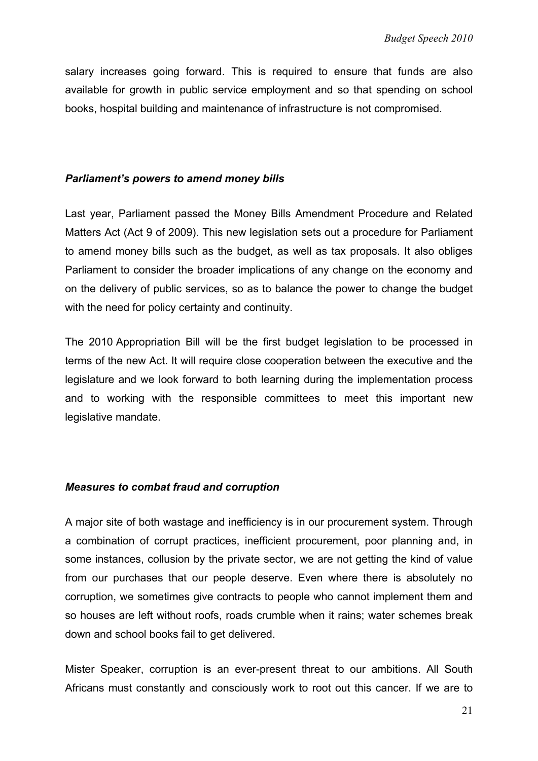salary increases going forward. This is required to ensure that funds are also available for growth in public service employment and so that spending on school books, hospital building and maintenance of infrastructure is not compromised.

### *Parliament's powers to amend money bills*

Last year, Parliament passed the Money Bills Amendment Procedure and Related Matters Act (Act 9 of 2009). This new legislation sets out a procedure for Parliament to amend money bills such as the budget, as well as tax proposals. It also obliges Parliament to consider the broader implications of any change on the economy and on the delivery of public services, so as to balance the power to change the budget with the need for policy certainty and continuity.

The 2010 Appropriation Bill will be the first budget legislation to be processed in terms of the new Act. It will require close cooperation between the executive and the legislature and we look forward to both learning during the implementation process and to working with the responsible committees to meet this important new legislative mandate.

### *Measures to combat fraud and corruption*

A major site of both wastage and inefficiency is in our procurement system. Through a combination of corrupt practices, inefficient procurement, poor planning and, in some instances, collusion by the private sector, we are not getting the kind of value from our purchases that our people deserve. Even where there is absolutely no corruption, we sometimes give contracts to people who cannot implement them and so houses are left without roofs, roads crumble when it rains; water schemes break down and school books fail to get delivered.

Mister Speaker, corruption is an ever-present threat to our ambitions. All South Africans must constantly and consciously work to root out this cancer. If we are to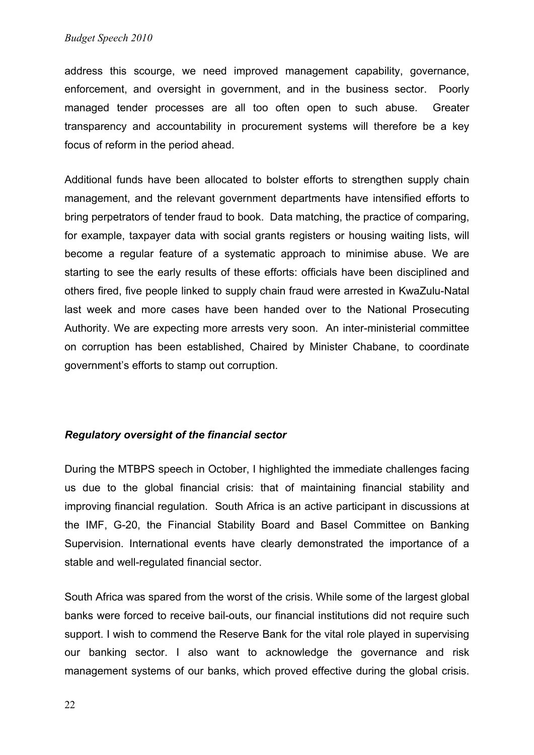address this scourge, we need improved management capability, governance, enforcement, and oversight in government, and in the business sector. Poorly managed tender processes are all too often open to such abuse. Greater transparency and accountability in procurement systems will therefore be a key focus of reform in the period ahead.

Additional funds have been allocated to bolster efforts to strengthen supply chain management, and the relevant government departments have intensified efforts to bring perpetrators of tender fraud to book. Data matching, the practice of comparing, for example, taxpayer data with social grants registers or housing waiting lists, will become a regular feature of a systematic approach to minimise abuse. We are starting to see the early results of these efforts: officials have been disciplined and others fired, five people linked to supply chain fraud were arrested in KwaZulu-Natal last week and more cases have been handed over to the National Prosecuting Authority. We are expecting more arrests very soon. An inter-ministerial committee on corruption has been established, Chaired by Minister Chabane, to coordinate government's efforts to stamp out corruption.

### *Regulatory oversight of the financial sector*

During the MTBPS speech in October, I highlighted the immediate challenges facing us due to the global financial crisis: that of maintaining financial stability and improving financial regulation. South Africa is an active participant in discussions at the IMF, G-20, the Financial Stability Board and Basel Committee on Banking Supervision. International events have clearly demonstrated the importance of a stable and well-regulated financial sector.

South Africa was spared from the worst of the crisis. While some of the largest global banks were forced to receive bail-outs, our financial institutions did not require such support. I wish to commend the Reserve Bank for the vital role played in supervising our banking sector. I also want to acknowledge the governance and risk management systems of our banks, which proved effective during the global crisis.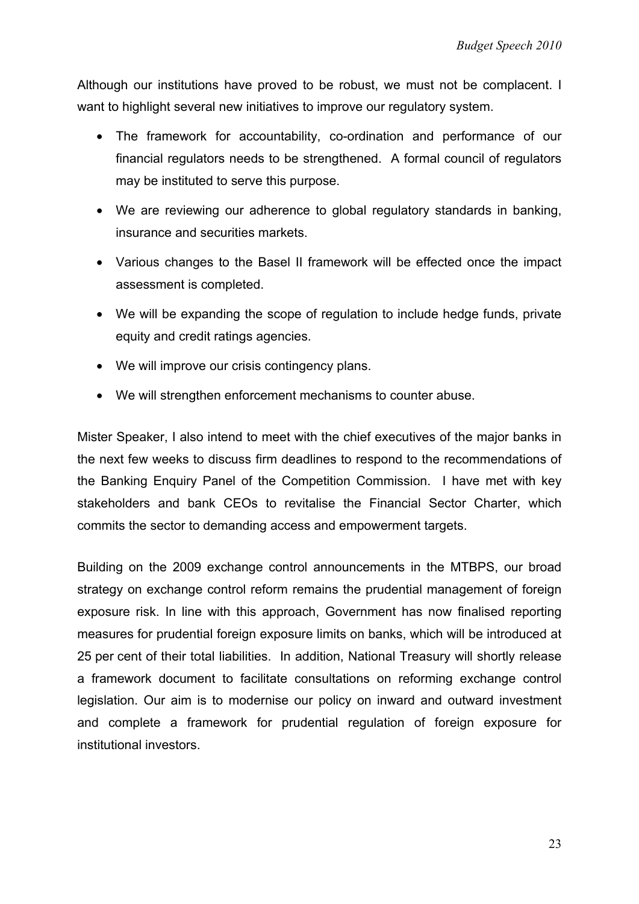Although our institutions have proved to be robust, we must not be complacent. I want to highlight several new initiatives to improve our regulatory system.

- The framework for accountability, co-ordination and performance of our financial regulators needs to be strengthened. A formal council of regulators may be instituted to serve this purpose.
- We are reviewing our adherence to global regulatory standards in banking, insurance and securities markets.
- Various changes to the Basel II framework will be effected once the impact assessment is completed.
- We will be expanding the scope of regulation to include hedge funds, private equity and credit ratings agencies.
- We will improve our crisis contingency plans.
- We will strengthen enforcement mechanisms to counter abuse.

Mister Speaker, I also intend to meet with the chief executives of the major banks in the next few weeks to discuss firm deadlines to respond to the recommendations of the Banking Enquiry Panel of the Competition Commission. I have met with key stakeholders and bank CEOs to revitalise the Financial Sector Charter, which commits the sector to demanding access and empowerment targets.

Building on the 2009 exchange control announcements in the MTBPS, our broad strategy on exchange control reform remains the prudential management of foreign exposure risk. In line with this approach, Government has now finalised reporting measures for prudential foreign exposure limits on banks, which will be introduced at 25 per cent of their total liabilities. In addition, National Treasury will shortly release a framework document to facilitate consultations on reforming exchange control legislation. Our aim is to modernise our policy on inward and outward investment and complete a framework for prudential regulation of foreign exposure for institutional investors.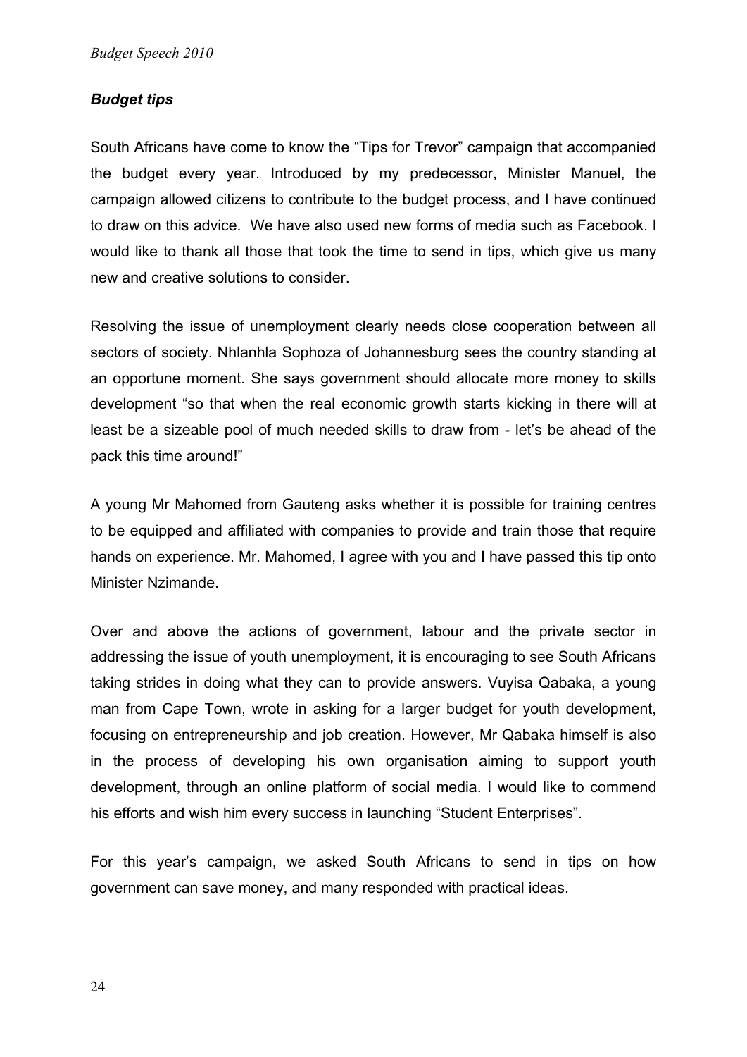### ***Budget tips***

South Africans have come to know the "Tips for Trevor" campaign that accompanied the budget every year. Introduced by my predecessor, Minister Manuel, the campaign allowed citizens to contribute to the budget process, and I have continued to draw on this advice. We have also used new forms of media such as Facebook. I would like to thank all those that took the time to send in tips, which give us many new and creative solutions to consider.

Resolving the issue of unemployment clearly needs close cooperation between all sectors of society. Nhlanhla Sophoza of Johannesburg sees the country standing at an opportune moment. She says government should allocate more money to skills development "so that when the real economic growth starts kicking in there will at least be a sizeable pool of much needed skills to draw from - let's be ahead of the pack this time around!"

A young Mr Mahomed from Gauteng asks whether it is possible for training centres to be equipped and affiliated with companies to provide and train those that require hands on experience. Mr. Mahomed, I agree with you and I have passed this tip onto Minister Nzimande.

Over and above the actions of government, labour and the private sector in addressing the issue of youth unemployment, it is encouraging to see South Africans taking strides in doing what they can to provide answers. Vuyisa Qabaka, a young man from Cape Town, wrote in asking for a larger budget for youth development, focusing on entrepreneurship and job creation. However, Mr Qabaka himself is also in the process of developing his own organisation aiming to support youth development, through an online platform of social media. I would like to commend his efforts and wish him every success in launching "Student Enterprises".

For this year's campaign, we asked South Africans to send in tips on how government can save money, and many responded with practical ideas.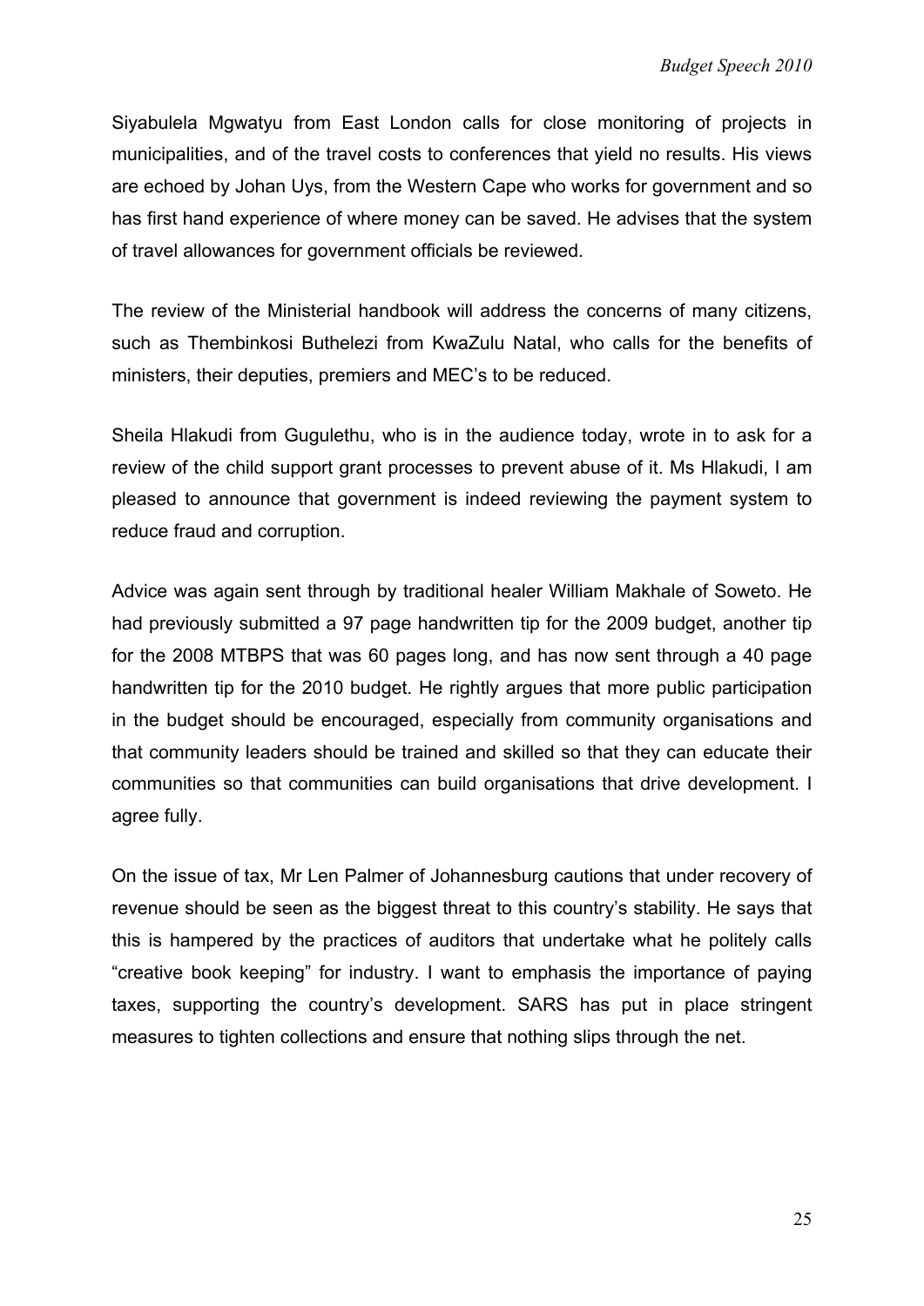Siyabulela Mgwatyu from East London calls for close monitoring of projects in municipalities, and of the travel costs to conferences that yield no results. His views are echoed by Johan Uys, from the Western Cape who works for government and so has first hand experience of where money can be saved. He advises that the system of travel allowances for government officials be reviewed.

The review of the Ministerial handbook will address the concerns of many citizens, such as Thembinkosi Buthelezi from KwaZulu Natal, who calls for the benefits of ministers, their deputies, premiers and MEC's to be reduced.

Sheila Hlakudi from Gugulethu, who is in the audience today, wrote in to ask for a review of the child support grant processes to prevent abuse of it. Ms Hlakudi, I am pleased to announce that government is indeed reviewing the payment system to reduce fraud and corruption.

Advice was again sent through by traditional healer William Makhale of Soweto. He had previously submitted a 97 page handwritten tip for the 2009 budget, another tip for the 2008 MTBPS that was 60 pages long, and has now sent through a 40 page handwritten tip for the 2010 budget. He rightly argues that more public participation in the budget should be encouraged, especially from community organisations and that community leaders should be trained and skilled so that they can educate their communities so that communities can build organisations that drive development. I agree fully.

On the issue of tax, Mr Len Palmer of Johannesburg cautions that under recovery of revenue should be seen as the biggest threat to this country's stability. He says that this is hampered by the practices of auditors that undertake what he politely calls "creative book keeping" for industry. I want to emphasis the importance of paying taxes, supporting the country's development. SARS has put in place stringent measures to tighten collections and ensure that nothing slips through the net.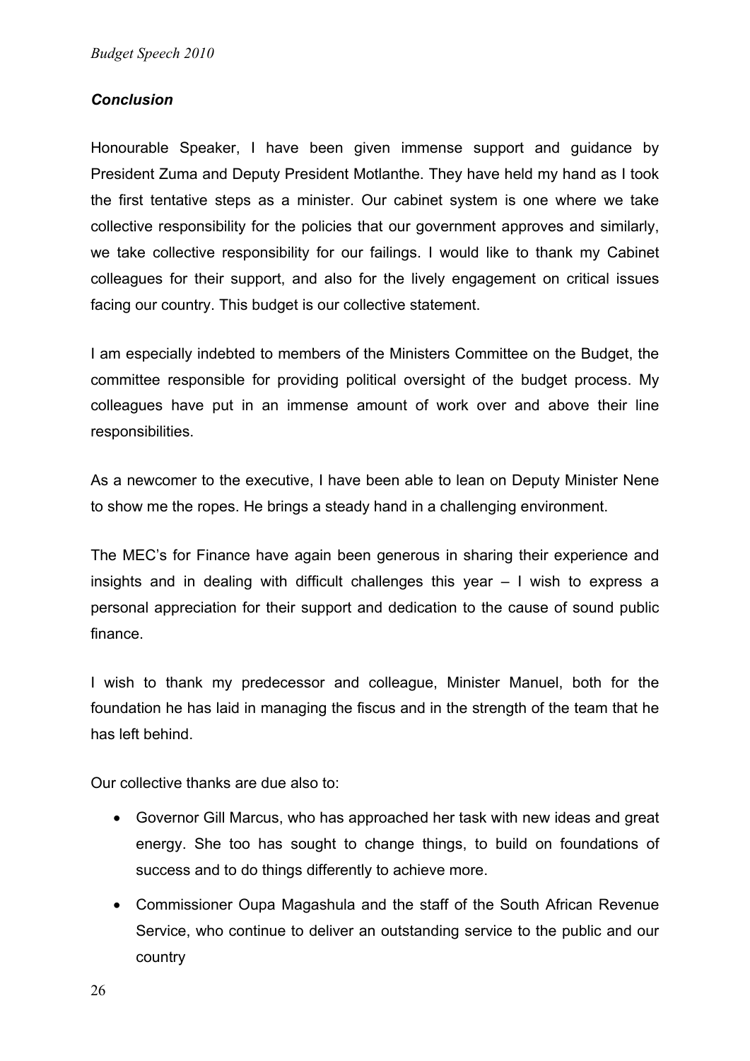### *Conclusion*

Honourable Speaker, I have been given immense support and guidance by President Zuma and Deputy President Motlanthe. They have held my hand as I took the first tentative steps as a minister. Our cabinet system is one where we take collective responsibility for the policies that our government approves and similarly, we take collective responsibility for our failings. I would like to thank my Cabinet colleagues for their support, and also for the lively engagement on critical issues facing our country. This budget is our collective statement.

I am especially indebted to members of the Ministers Committee on the Budget, the committee responsible for providing political oversight of the budget process. My colleagues have put in an immense amount of work over and above their line responsibilities.

As a newcomer to the executive, I have been able to lean on Deputy Minister Nene to show me the ropes. He brings a steady hand in a challenging environment.

The MEC's for Finance have again been generous in sharing their experience and insights and in dealing with difficult challenges this year – I wish to express a personal appreciation for their support and dedication to the cause of sound public finance.

I wish to thank my predecessor and colleague, Minister Manuel, both for the foundation he has laid in managing the fiscus and in the strength of the team that he has left behind.

Our collective thanks are due also to:

- Governor Gill Marcus, who has approached her task with new ideas and great energy. She too has sought to change things, to build on foundations of success and to do things differently to achieve more.
- Commissioner Oupa Magashula and the staff of the South African Revenue Service, who continue to deliver an outstanding service to the public and our country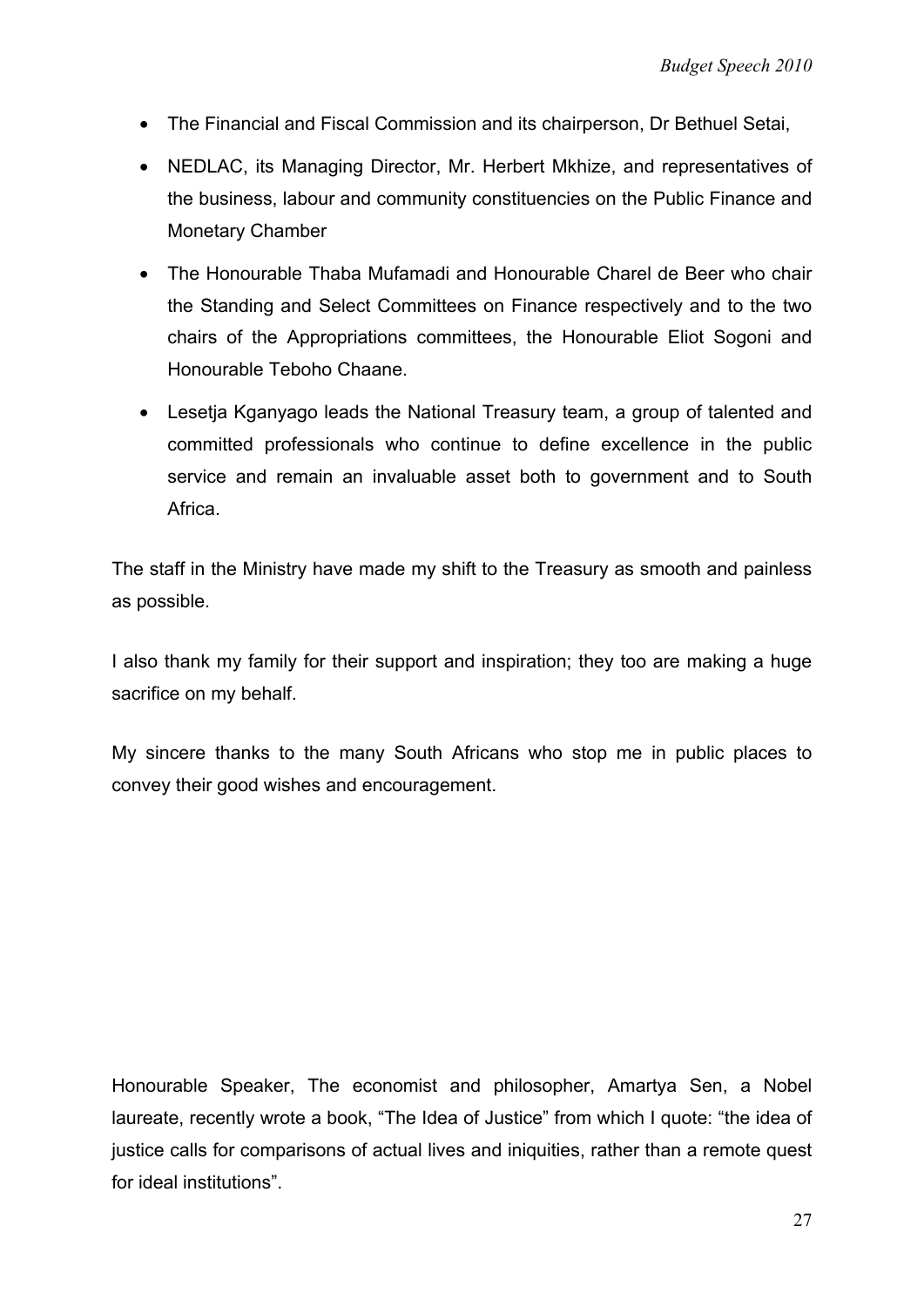- The Financial and Fiscal Commission and its chairperson, Dr Bethuel Setai,
- NEDLAC, its Managing Director, Mr. Herbert Mkhize, and representatives of the business, labour and community constituencies on the Public Finance and Monetary Chamber
- The Honourable Thaba Mufamadi and Honourable Charel de Beer who chair the Standing and Select Committees on Finance respectively and to the two chairs of the Appropriations committees, the Honourable Eliot Sogoni and Honourable Teboho Chaane.
- Lesetja Kganyago leads the National Treasury team, a group of talented and committed professionals who continue to define excellence in the public service and remain an invaluable asset both to government and to South Africa.

The staff in the Ministry have made my shift to the Treasury as smooth and painless as possible.

I also thank my family for their support and inspiration; they too are making a huge sacrifice on my behalf.

My sincere thanks to the many South Africans who stop me in public places to convey their good wishes and encouragement.

Honourable Speaker, The economist and philosopher, Amartya Sen, a Nobel laureate, recently wrote a book, "The Idea of Justice" from which I quote: "the idea of justice calls for comparisons of actual lives and iniquities, rather than a remote quest for ideal institutions".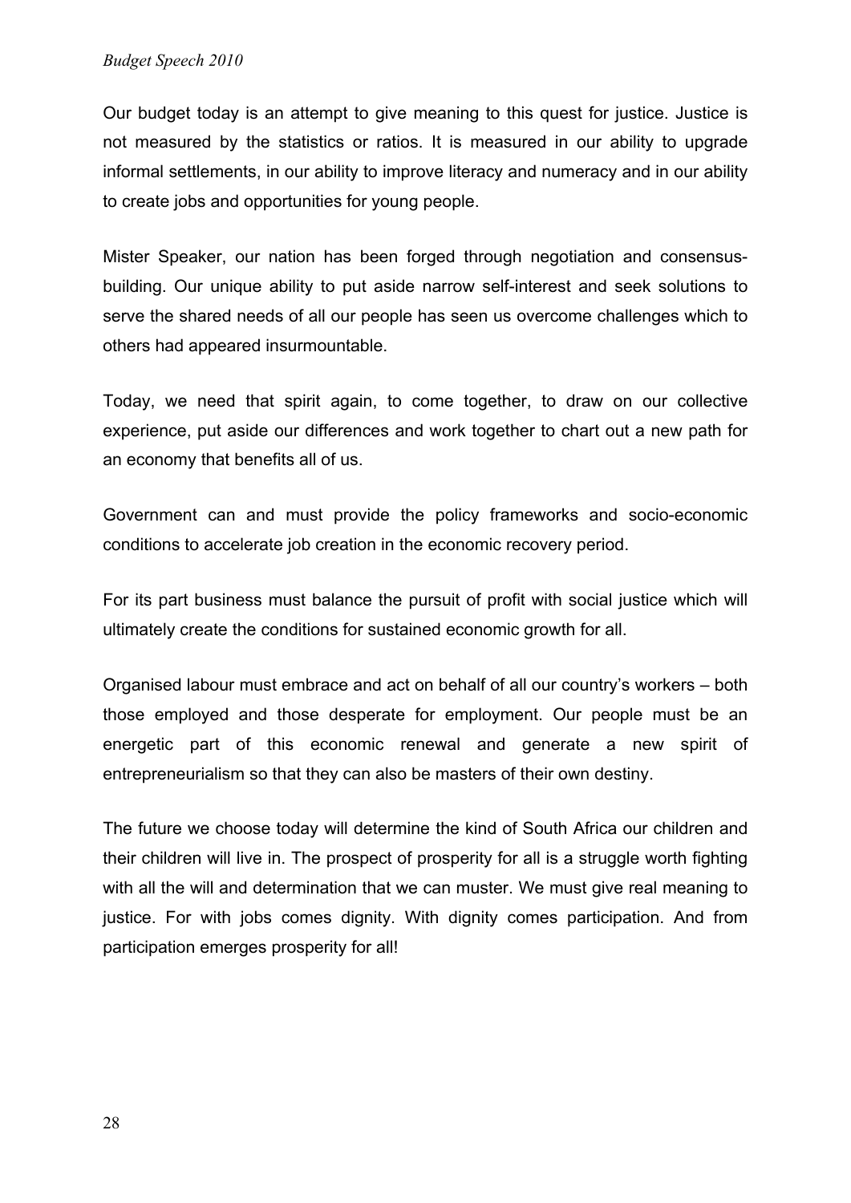Our budget today is an attempt to give meaning to this quest for justice. Justice is not measured by the statistics or ratios. It is measured in our ability to upgrade informal settlements, in our ability to improve literacy and numeracy and in our ability to create jobs and opportunities for young people.

Mister Speaker, our nation has been forged through negotiation and consensus-building. Our unique ability to put aside narrow self-interest and seek solutions to serve the shared needs of all our people has seen us overcome challenges which to others had appeared insurmountable.

Today, we need that spirit again, to come together, to draw on our collective experience, put aside our differences and work together to chart out a new path for an economy that benefits all of us.

Government can and must provide the policy frameworks and socio-economic conditions to accelerate job creation in the economic recovery period.

For its part business must balance the pursuit of profit with social justice which will ultimately create the conditions for sustained economic growth for all.

Organised labour must embrace and act on behalf of all our country's workers – both those employed and those desperate for employment. Our people must be an energetic part of this economic renewal and generate a new spirit of entrepreneurialism so that they can also be masters of their own destiny.

The future we choose today will determine the kind of South Africa our children and their children will live in. The prospect of prosperity for all is a struggle worth fighting with all the will and determination that we can muster. We must give real meaning to justice. For with jobs comes dignity. With dignity comes participation. And from participation emerges prosperity for all!